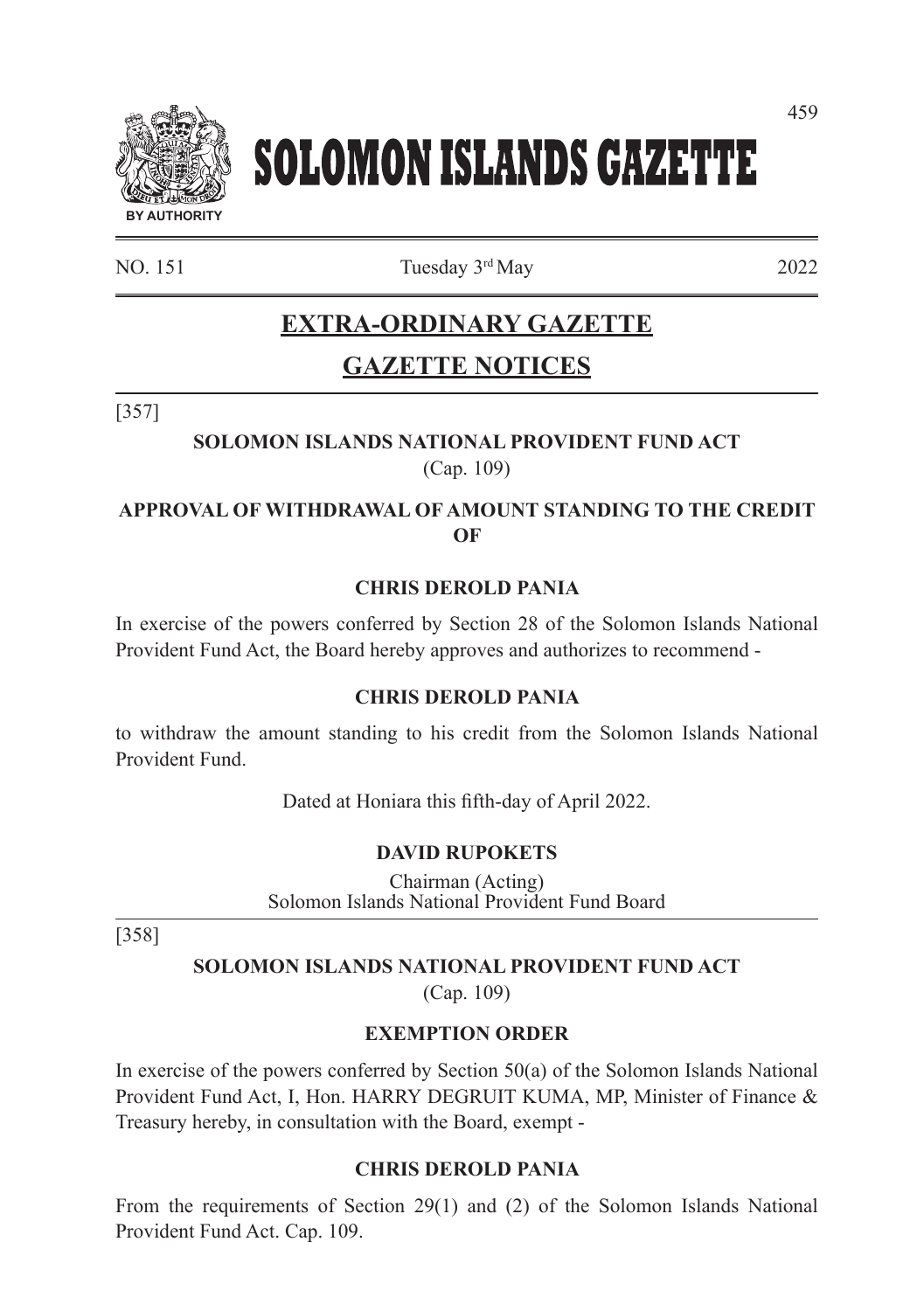# SOLOMON ISLANDS GAZETTE

BY AUTHORITY

NO. 151 | Tuesday 3rd May | 2022

## EXTRA-ORDINARY GAZETTE

## GAZETTE NOTICES

[357]

**SOLOMON ISLANDS NATIONAL PROVIDENT FUND ACT**

(Cap. 109)

**APPROVAL OF WITHDRAWAL OF AMOUNT STANDING TO THE CREDIT OF**

**CHRIS DEROLD PANIA**

In exercise of the powers conferred by Section 28 of the Solomon Islands National Provident Fund Act, the Board hereby approves and authorizes to recommend -

**CHRIS DEROLD PANIA**

to withdraw the amount standing to his credit from the Solomon Islands National Provident Fund.

Dated at Honiara this fifth-day of April 2022.

**DAVID RUPOKETS**

Chairman (Acting)
Solomon Islands National Provident Fund Board

[358]

**SOLOMON ISLANDS NATIONAL PROVIDENT FUND ACT**

(Cap. 109)

**EXEMPTION ORDER**

In exercise of the powers conferred by Section 50(a) of the Solomon Islands National Provident Fund Act, I, Hon. HARRY DEGRUIT KUMA, MP, Minister of Finance & Treasury hereby, in consultation with the Board, exempt -

**CHRIS DEROLD PANIA**

From the requirements of Section 29(1) and (2) of the Solomon Islands National Provident Fund Act. Cap. 109.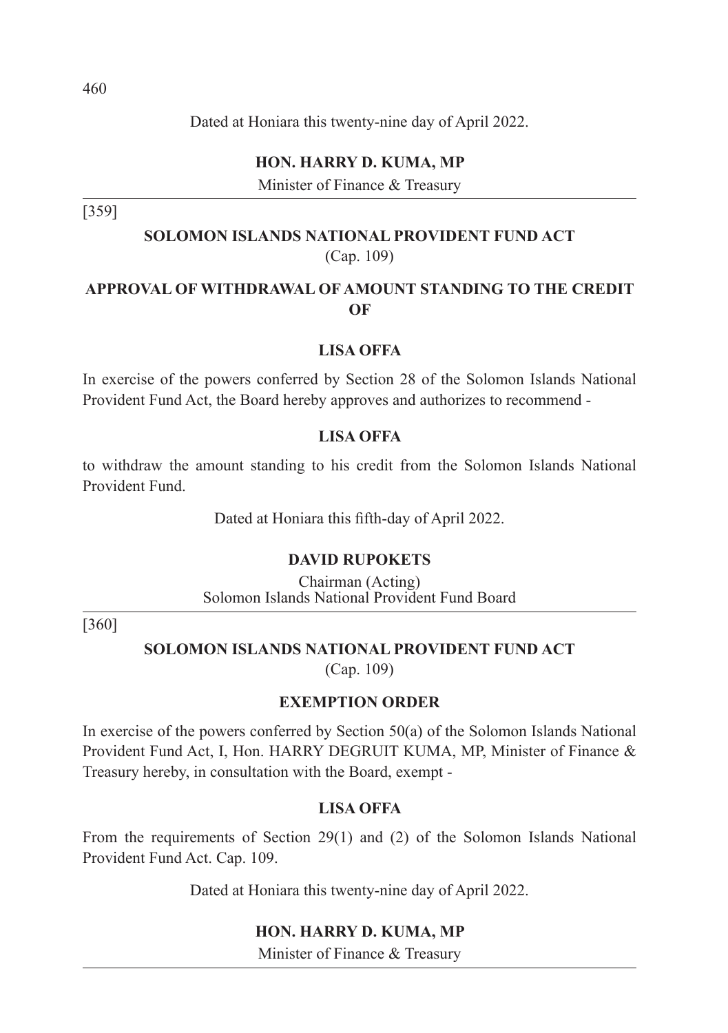Dated at Honiara this twenty-nine day of April 2022.

**HON. HARRY D. KUMA, MP**

Minister of Finance & Treasury

---

[359]

## SOLOMON ISLANDS NATIONAL PROVIDENT FUND ACT

(Cap. 109)

### APPROVAL OF WITHDRAWAL OF AMOUNT STANDING TO THE CREDIT OF

**LISA OFFA**

In exercise of the powers conferred by Section 28 of the Solomon Islands National Provident Fund Act, the Board hereby approves and authorizes to recommend -

**LISA OFFA**

to withdraw the amount standing to his credit from the Solomon Islands National Provident Fund.

Dated at Honiara this fifth-day of April 2022.

**DAVID RUPOKETS**

Chairman (Acting)
Solomon Islands National Provident Fund Board

---

[360]

## SOLOMON ISLANDS NATIONAL PROVIDENT FUND ACT

(Cap. 109)

### EXEMPTION ORDER

In exercise of the powers conferred by Section 50(a) of the Solomon Islands National Provident Fund Act, I, Hon. HARRY DEGRUIT KUMA, MP, Minister of Finance & Treasury hereby, in consultation with the Board, exempt -

**LISA OFFA**

From the requirements of Section 29(1) and (2) of the Solomon Islands National Provident Fund Act. Cap. 109.

Dated at Honiara this twenty-nine day of April 2022.

**HON. HARRY D. KUMA, MP**

Minister of Finance & Treasury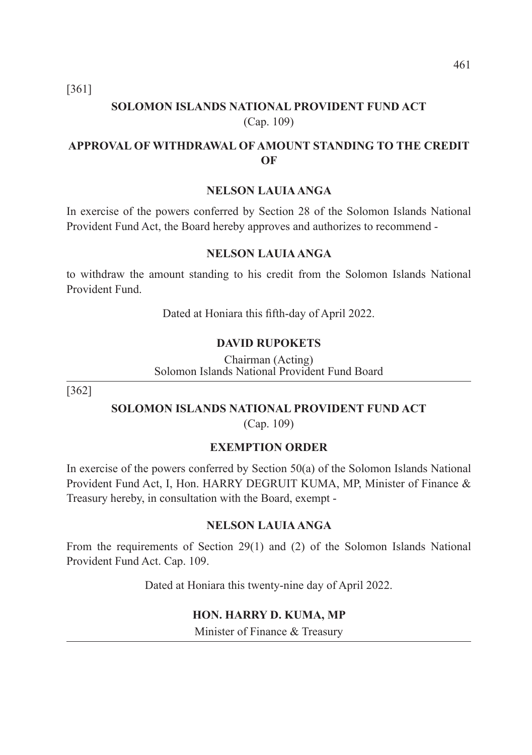[361]

## SOLOMON ISLANDS NATIONAL PROVIDENT FUND ACT

(Cap. 109)

### APPROVAL OF WITHDRAWAL OF AMOUNT STANDING TO THE CREDIT OF

**NELSON LAUIA ANGA**

In exercise of the powers conferred by Section 28 of the Solomon Islands National Provident Fund Act, the Board hereby approves and authorizes to recommend -

**NELSON LAUIA ANGA**

to withdraw the amount standing to his credit from the Solomon Islands National Provident Fund.

Dated at Honiara this fifth-day of April 2022.

**DAVID RUPOKETS**

Chairman (Acting)
Solomon Islands National Provident Fund Board

---

[362]

## SOLOMON ISLANDS NATIONAL PROVIDENT FUND ACT

(Cap. 109)

### EXEMPTION ORDER

In exercise of the powers conferred by Section 50(a) of the Solomon Islands National Provident Fund Act, I, Hon. HARRY DEGRUIT KUMA, MP, Minister of Finance & Treasury hereby, in consultation with the Board, exempt -

**NELSON LAUIA ANGA**

From the requirements of Section 29(1) and (2) of the Solomon Islands National Provident Fund Act. Cap. 109.

Dated at Honiara this twenty-nine day of April 2022.

**HON. HARRY D. KUMA, MP**

Minister of Finance & Treasury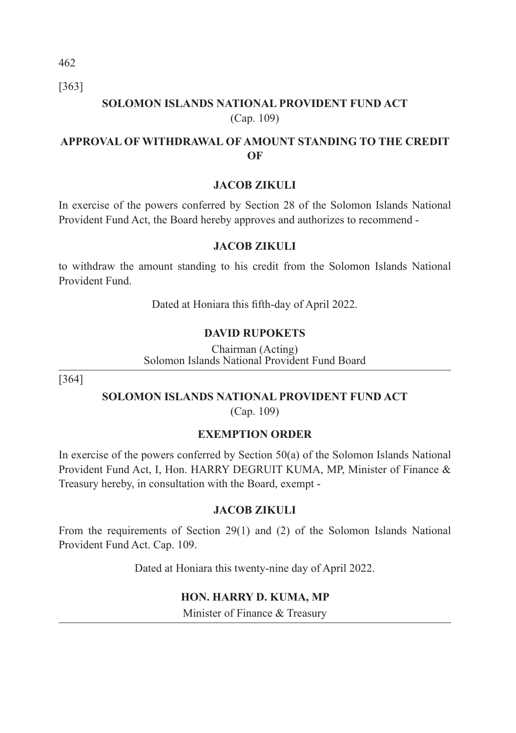[363]

## SOLOMON ISLANDS NATIONAL PROVIDENT FUND ACT

(Cap. 109)

### APPROVAL OF WITHDRAWAL OF AMOUNT STANDING TO THE CREDIT OF

### JACOB ZIKULI

In exercise of the powers conferred by Section 28 of the Solomon Islands National Provident Fund Act, the Board hereby approves and authorizes to recommend -

**JACOB ZIKULI**

to withdraw the amount standing to his credit from the Solomon Islands National Provident Fund.

Dated at Honiara this fifth-day of April 2022.

**DAVID RUPOKETS**

Chairman (Acting)
Solomon Islands National Provident Fund Board

---

[364]

## SOLOMON ISLANDS NATIONAL PROVIDENT FUND ACT

(Cap. 109)

### EXEMPTION ORDER

In exercise of the powers conferred by Section 50(a) of the Solomon Islands National Provident Fund Act, I, Hon. HARRY DEGRUIT KUMA, MP, Minister of Finance & Treasury hereby, in consultation with the Board, exempt -

**JACOB ZIKULI**

From the requirements of Section 29(1) and (2) of the Solomon Islands National Provident Fund Act. Cap. 109.

Dated at Honiara this twenty-nine day of April 2022.

**HON. HARRY D. KUMA, MP**

Minister of Finance & Treasury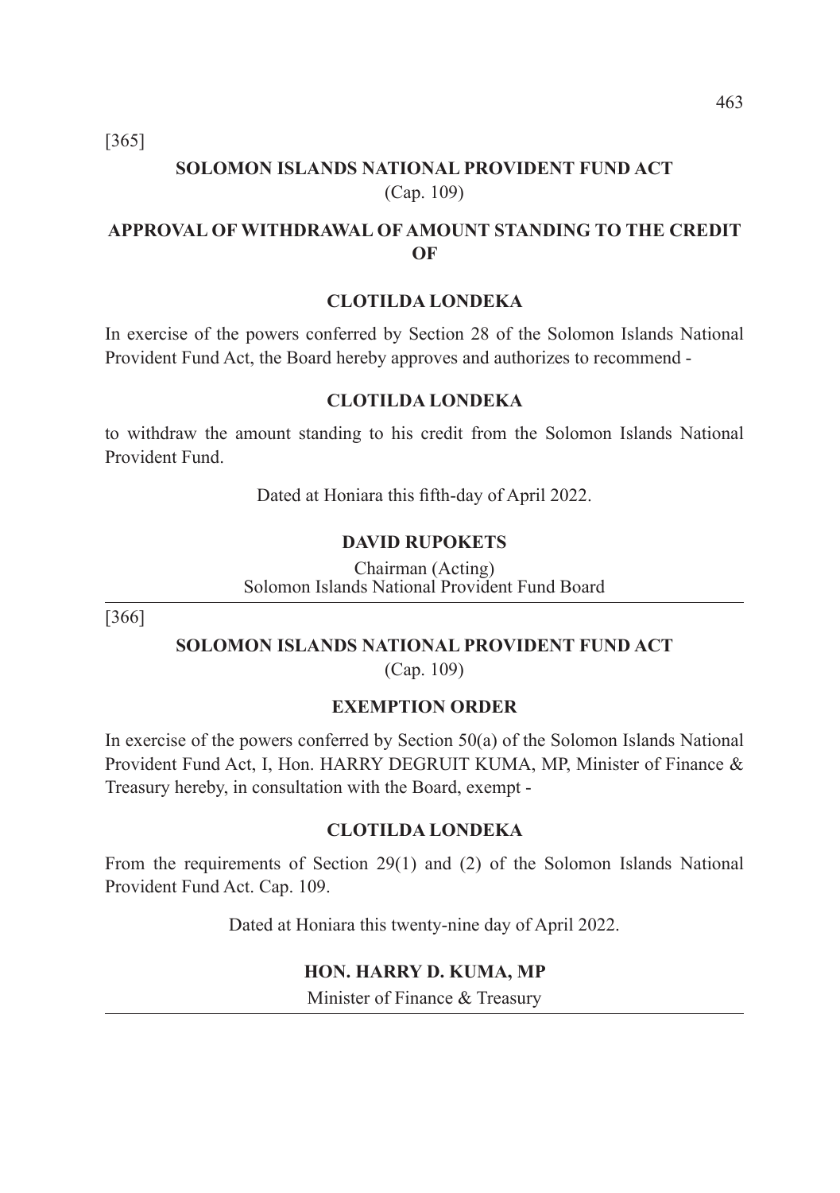[365]

## SOLOMON ISLANDS NATIONAL PROVIDENT FUND ACT

(Cap. 109)

### APPROVAL OF WITHDRAWAL OF AMOUNT STANDING TO THE CREDIT OF

### CLOTILDA LONDEKA

In exercise of the powers conferred by Section 28 of the Solomon Islands National Provident Fund Act, the Board hereby approves and authorizes to recommend -

**CLOTILDA LONDEKA**

to withdraw the amount standing to his credit from the Solomon Islands National Provident Fund.

Dated at Honiara this fifth-day of April 2022.

**DAVID RUPOKETS**

Chairman (Acting)
Solomon Islands National Provident Fund Board

---

[366]

## SOLOMON ISLANDS NATIONAL PROVIDENT FUND ACT

(Cap. 109)

### EXEMPTION ORDER

In exercise of the powers conferred by Section 50(a) of the Solomon Islands National Provident Fund Act, I, Hon. HARRY DEGRUIT KUMA, MP, Minister of Finance & Treasury hereby, in consultation with the Board, exempt -

**CLOTILDA LONDEKA**

From the requirements of Section 29(1) and (2) of the Solomon Islands National Provident Fund Act. Cap. 109.

Dated at Honiara this twenty-nine day of April 2022.

**HON. HARRY D. KUMA, MP**

Minister of Finance & Treasury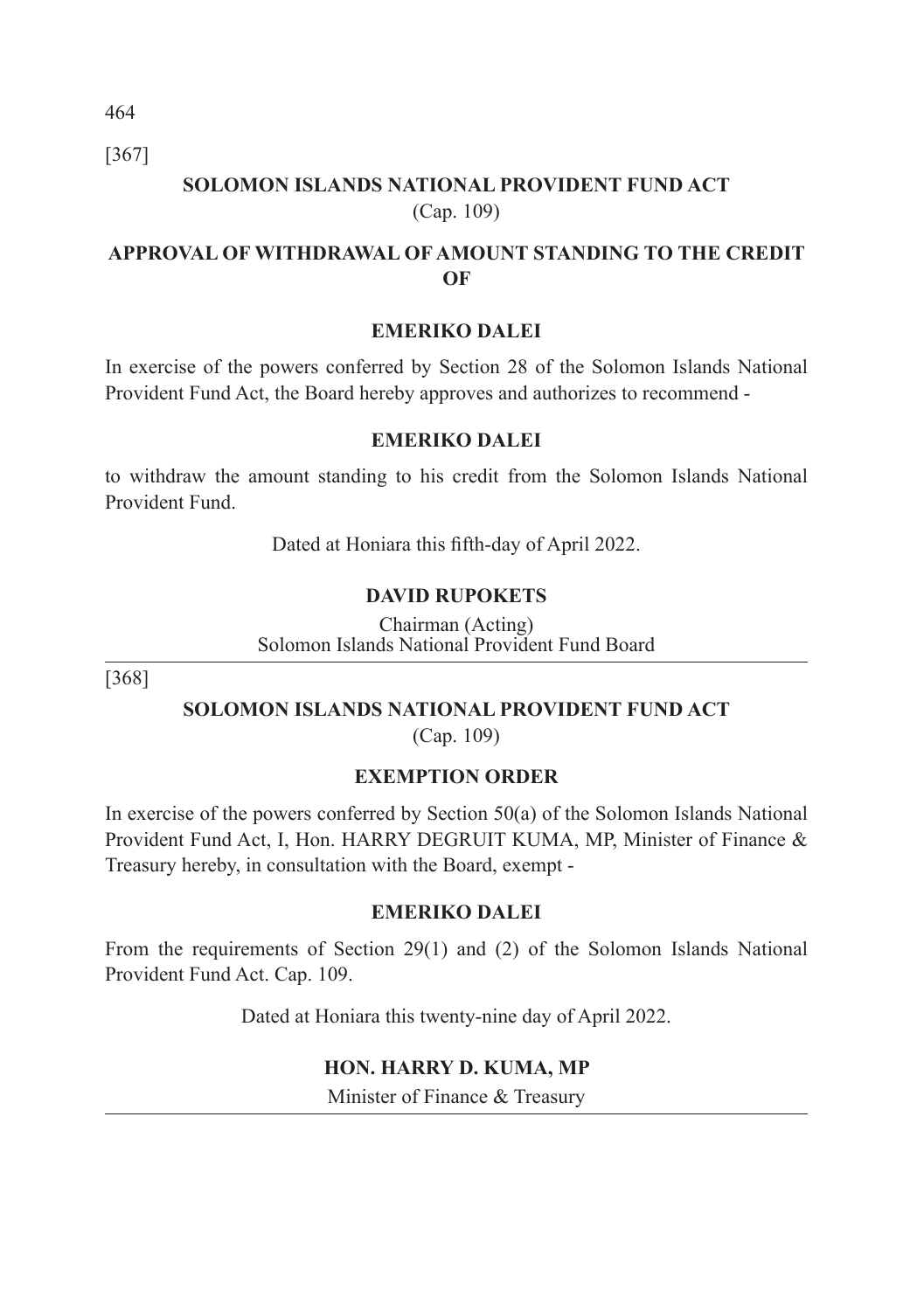[367]

**SOLOMON ISLANDS NATIONAL PROVIDENT FUND ACT**
(Cap. 109)

**APPROVAL OF WITHDRAWAL OF AMOUNT STANDING TO THE CREDIT OF**

**EMERIKO DALEI**

In exercise of the powers conferred by Section 28 of the Solomon Islands National Provident Fund Act, the Board hereby approves and authorizes to recommend -

**EMERIKO DALEI**

to withdraw the amount standing to his credit from the Solomon Islands National Provident Fund.

Dated at Honiara this fifth-day of April 2022.

**DAVID RUPOKETS**

Chairman (Acting)
Solomon Islands National Provident Fund Board

---

[368]

**SOLOMON ISLANDS NATIONAL PROVIDENT FUND ACT**
(Cap. 109)

**EXEMPTION ORDER**

In exercise of the powers conferred by Section 50(a) of the Solomon Islands National Provident Fund Act, I, Hon. HARRY DEGRUIT KUMA, MP, Minister of Finance & Treasury hereby, in consultation with the Board, exempt -

**EMERIKO DALEI**

From the requirements of Section 29(1) and (2) of the Solomon Islands National Provident Fund Act. Cap. 109.

Dated at Honiara this twenty-nine day of April 2022.

**HON. HARRY D. KUMA, MP**

Minister of Finance & Treasury

---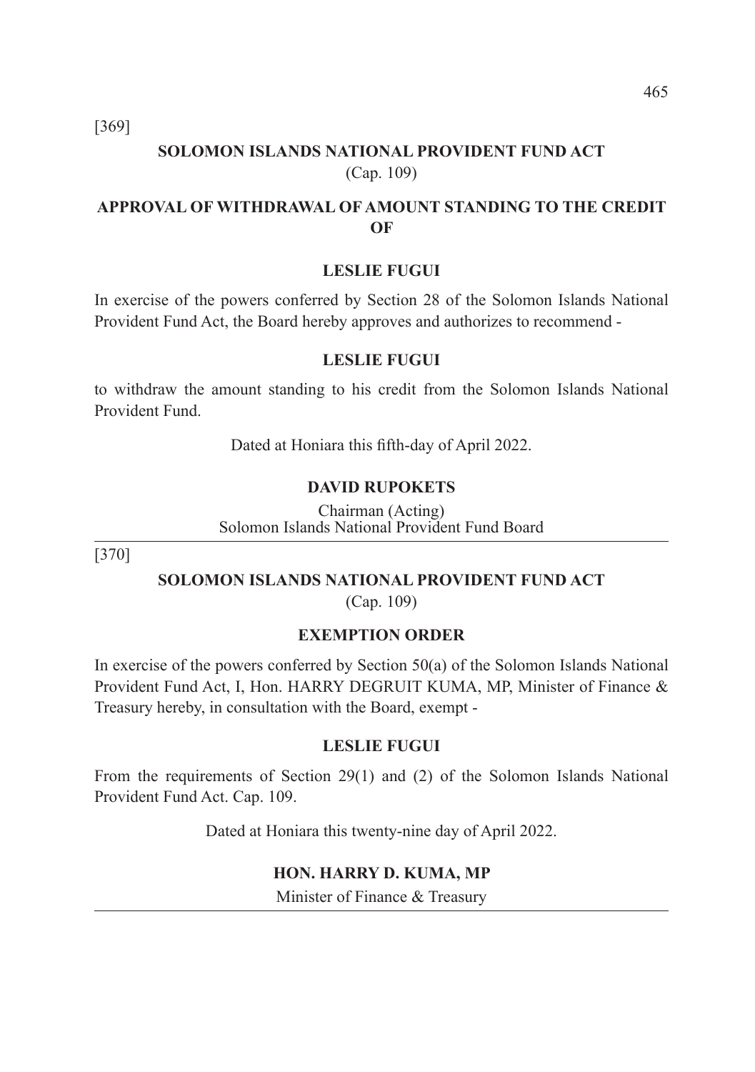[369]

## SOLOMON ISLANDS NATIONAL PROVIDENT FUND ACT

(Cap. 109)

### APPROVAL OF WITHDRAWAL OF AMOUNT STANDING TO THE CREDIT OF

**LESLIE FUGUI**

In exercise of the powers conferred by Section 28 of the Solomon Islands National Provident Fund Act, the Board hereby approves and authorizes to recommend -

**LESLIE FUGUI**

to withdraw the amount standing to his credit from the Solomon Islands National Provident Fund.

Dated at Honiara this fifth-day of April 2022.

**DAVID RUPOKETS**

Chairman (Acting)
Solomon Islands National Provident Fund Board

---

[370]

## SOLOMON ISLANDS NATIONAL PROVIDENT FUND ACT

(Cap. 109)

### EXEMPTION ORDER

In exercise of the powers conferred by Section 50(a) of the Solomon Islands National Provident Fund Act, I, Hon. HARRY DEGRUIT KUMA, MP, Minister of Finance & Treasury hereby, in consultation with the Board, exempt -

**LESLIE FUGUI**

From the requirements of Section 29(1) and (2) of the Solomon Islands National Provident Fund Act. Cap. 109.

Dated at Honiara this twenty-nine day of April 2022.

**HON. HARRY D. KUMA, MP**

Minister of Finance & Treasury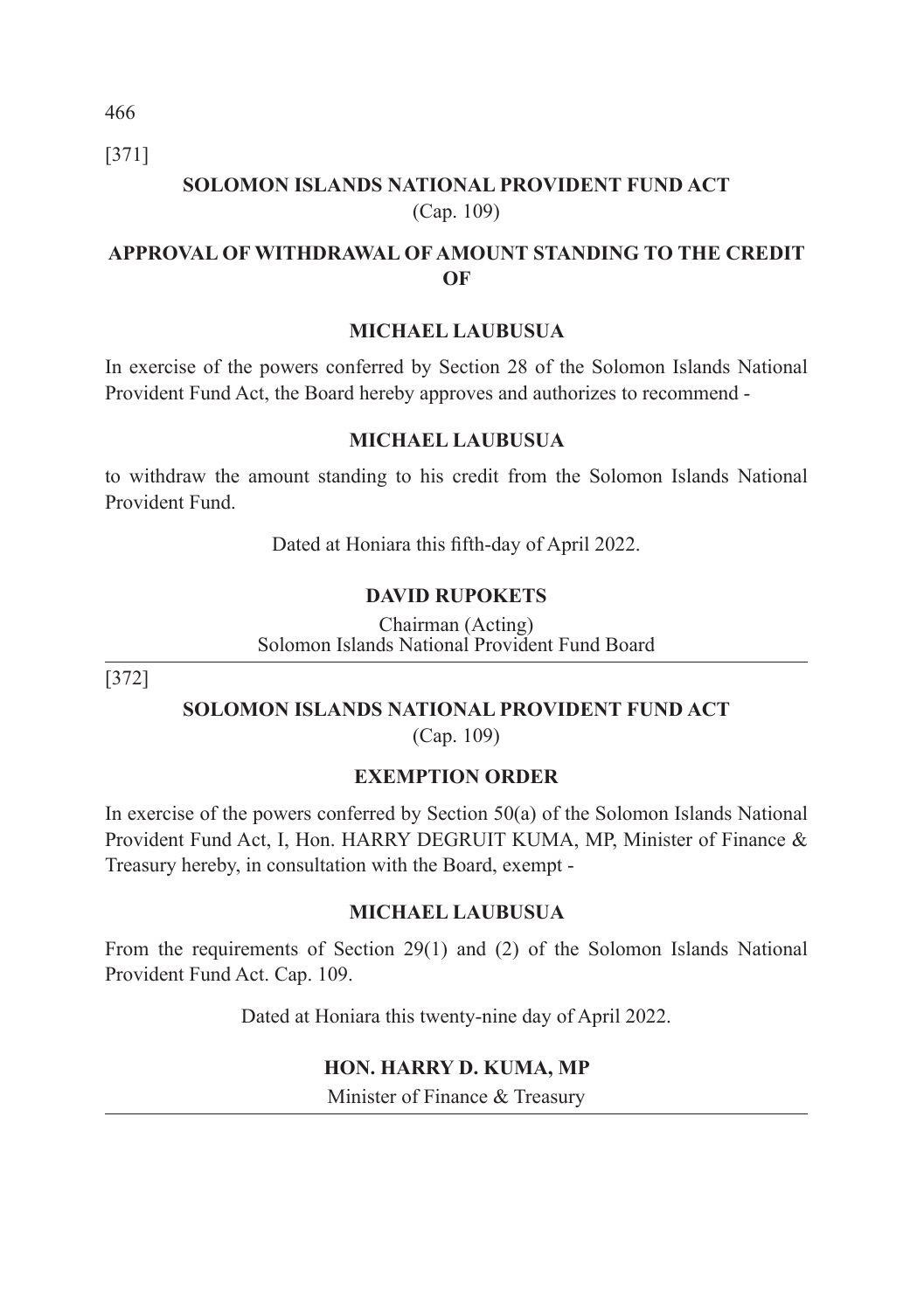[371]

**SOLOMON ISLANDS NATIONAL PROVIDENT FUND ACT**
(Cap. 109)

**APPROVAL OF WITHDRAWAL OF AMOUNT STANDING TO THE CREDIT OF**

**MICHAEL LAUBUSUA**

In exercise of the powers conferred by Section 28 of the Solomon Islands National Provident Fund Act, the Board hereby approves and authorizes to recommend -

**MICHAEL LAUBUSUA**

to withdraw the amount standing to his credit from the Solomon Islands National Provident Fund.

Dated at Honiara this fifth-day of April 2022.

**DAVID RUPOKETS**

Chairman (Acting)
Solomon Islands National Provident Fund Board

---

[372]

**SOLOMON ISLANDS NATIONAL PROVIDENT FUND ACT**
(Cap. 109)

**EXEMPTION ORDER**

In exercise of the powers conferred by Section 50(a) of the Solomon Islands National Provident Fund Act, I, Hon. HARRY DEGRUIT KUMA, MP, Minister of Finance & Treasury hereby, in consultation with the Board, exempt -

**MICHAEL LAUBUSUA**

From the requirements of Section 29(1) and (2) of the Solomon Islands National Provident Fund Act. Cap. 109.

Dated at Honiara this twenty-nine day of April 2022.

**HON. HARRY D. KUMA, MP**

Minister of Finance & Treasury

---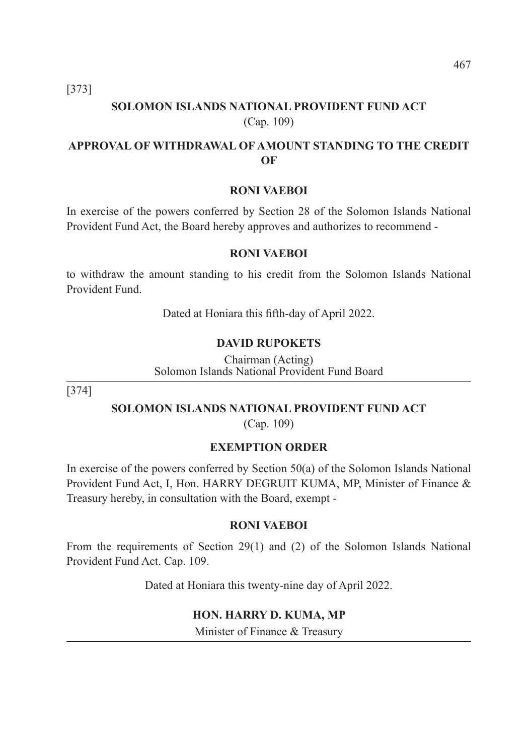[373]

## SOLOMON ISLANDS NATIONAL PROVIDENT FUND ACT

(Cap. 109)

### APPROVAL OF WITHDRAWAL OF AMOUNT STANDING TO THE CREDIT OF

**RONI VAEBOI**

In exercise of the powers conferred by Section 28 of the Solomon Islands National Provident Fund Act, the Board hereby approves and authorizes to recommend -

**RONI VAEBOI**

to withdraw the amount standing to his credit from the Solomon Islands National Provident Fund.

Dated at Honiara this fifth-day of April 2022.

**DAVID RUPOKETS**

Chairman (Acting)
Solomon Islands National Provident Fund Board

---

[374]

## SOLOMON ISLANDS NATIONAL PROVIDENT FUND ACT

(Cap. 109)

### EXEMPTION ORDER

In exercise of the powers conferred by Section 50(a) of the Solomon Islands National Provident Fund Act, I, Hon. HARRY DEGRUIT KUMA, MP, Minister of Finance & Treasury hereby, in consultation with the Board, exempt -

**RONI VAEBOI**

From the requirements of Section 29(1) and (2) of the Solomon Islands National Provident Fund Act. Cap. 109.

Dated at Honiara this twenty-nine day of April 2022.

**HON. HARRY D. KUMA, MP**

Minister of Finance & Treasury

---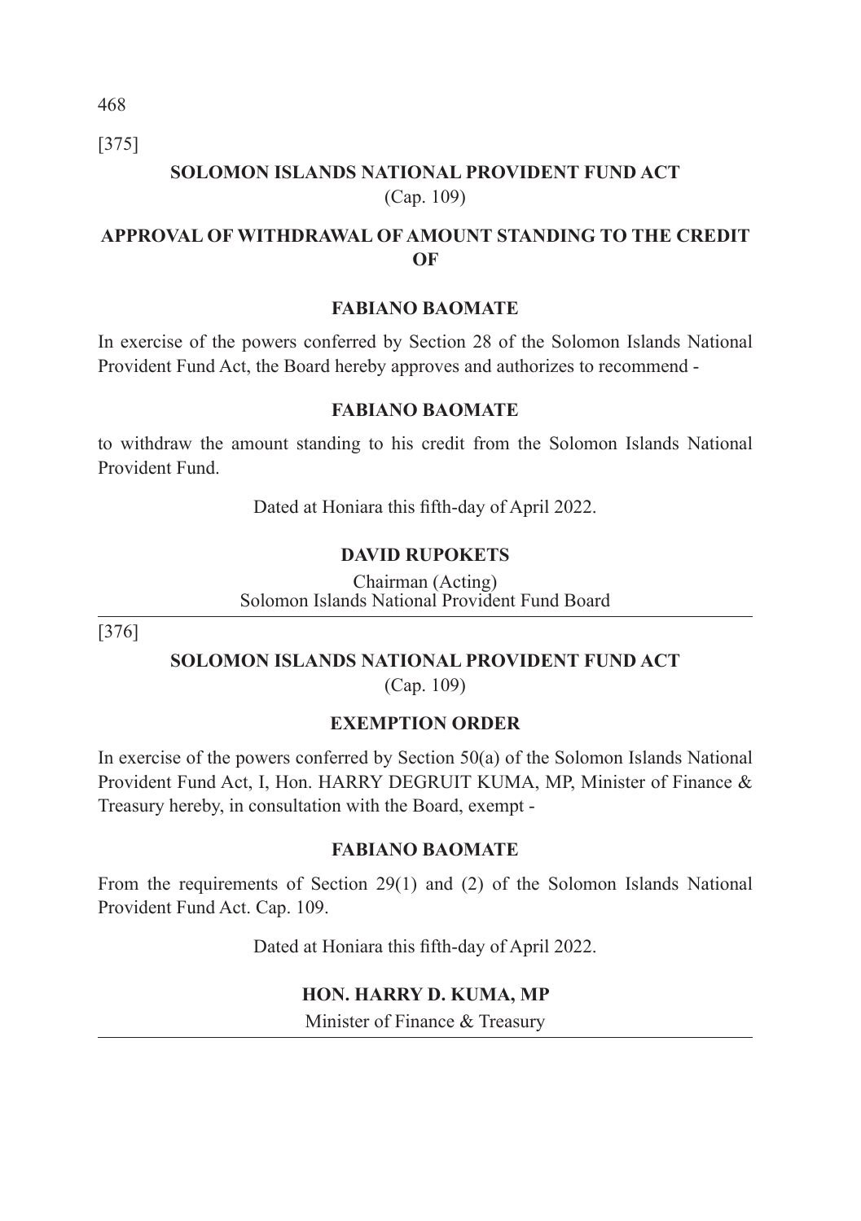[375]

## SOLOMON ISLANDS NATIONAL PROVIDENT FUND ACT

(Cap. 109)

### APPROVAL OF WITHDRAWAL OF AMOUNT STANDING TO THE CREDIT OF

**FABIANO BAOMATE**

In exercise of the powers conferred by Section 28 of the Solomon Islands National Provident Fund Act, the Board hereby approves and authorizes to recommend -

**FABIANO BAOMATE**

to withdraw the amount standing to his credit from the Solomon Islands National Provident Fund.

Dated at Honiara this fifth-day of April 2022.

**DAVID RUPOKETS**

Chairman (Acting)
Solomon Islands National Provident Fund Board

---

[376]

## SOLOMON ISLANDS NATIONAL PROVIDENT FUND ACT

(Cap. 109)

### EXEMPTION ORDER

In exercise of the powers conferred by Section 50(a) of the Solomon Islands National Provident Fund Act, I, Hon. HARRY DEGRUIT KUMA, MP, Minister of Finance & Treasury hereby, in consultation with the Board, exempt -

**FABIANO BAOMATE**

From the requirements of Section 29(1) and (2) of the Solomon Islands National Provident Fund Act. Cap. 109.

Dated at Honiara this fifth-day of April 2022.

**HON. HARRY D. KUMA, MP**

Minister of Finance & Treasury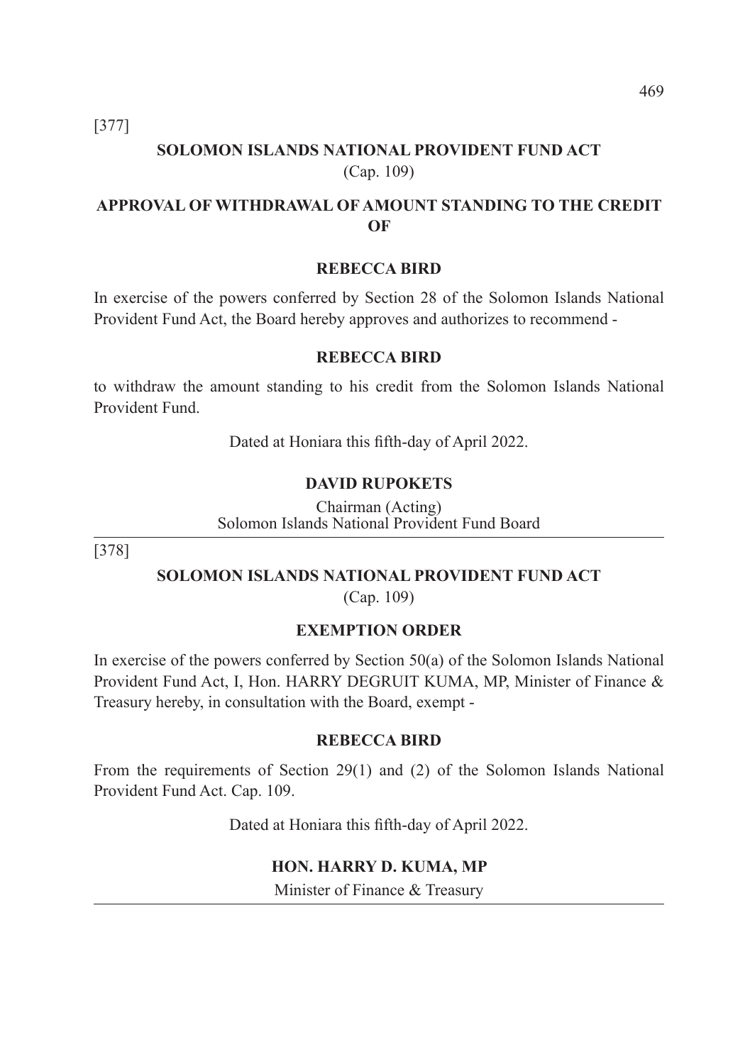[377]

## SOLOMON ISLANDS NATIONAL PROVIDENT FUND ACT

(Cap. 109)

## APPROVAL OF WITHDRAWAL OF AMOUNT STANDING TO THE CREDIT OF

**REBECCA BIRD**

In exercise of the powers conferred by Section 28 of the Solomon Islands National Provident Fund Act, the Board hereby approves and authorizes to recommend -

**REBECCA BIRD**

to withdraw the amount standing to his credit from the Solomon Islands National Provident Fund.

Dated at Honiara this fifth-day of April 2022.

**DAVID RUPOKETS**

Chairman (Acting)
Solomon Islands National Provident Fund Board

---

[378]

## SOLOMON ISLANDS NATIONAL PROVIDENT FUND ACT

(Cap. 109)

## EXEMPTION ORDER

In exercise of the powers conferred by Section 50(a) of the Solomon Islands National Provident Fund Act, I, Hon. HARRY DEGRUIT KUMA, MP, Minister of Finance & Treasury hereby, in consultation with the Board, exempt -

**REBECCA BIRD**

From the requirements of Section 29(1) and (2) of the Solomon Islands National Provident Fund Act. Cap. 109.

Dated at Honiara this fifth-day of April 2022.

**HON. HARRY D. KUMA, MP**

Minister of Finance & Treasury

---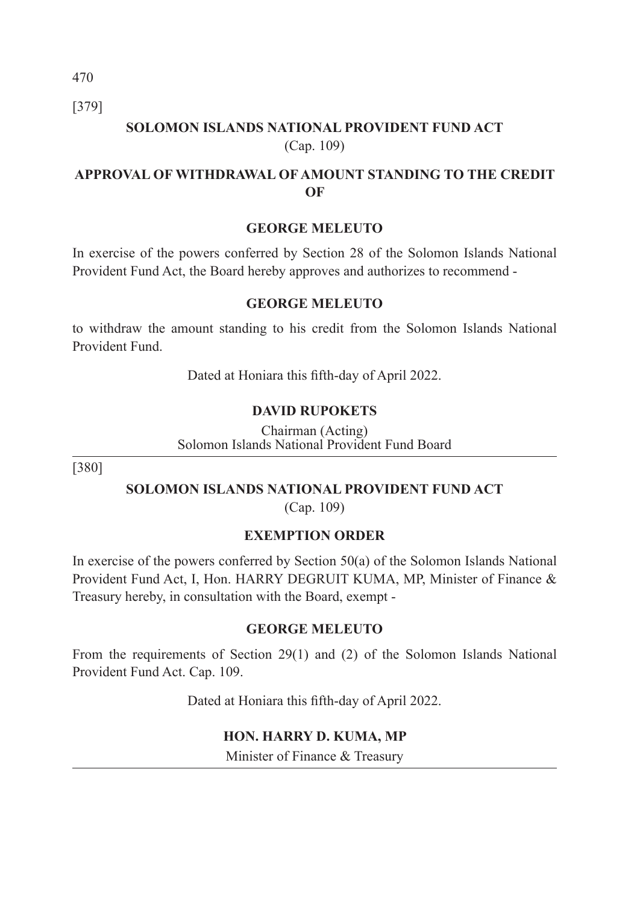[379]

## SOLOMON ISLANDS NATIONAL PROVIDENT FUND ACT

(Cap. 109)

## APPROVAL OF WITHDRAWAL OF AMOUNT STANDING TO THE CREDIT OF

**GEORGE MELEUTO**

In exercise of the powers conferred by Section 28 of the Solomon Islands National Provident Fund Act, the Board hereby approves and authorizes to recommend -

**GEORGE MELEUTO**

to withdraw the amount standing to his credit from the Solomon Islands National Provident Fund.

Dated at Honiara this fifth-day of April 2022.

**DAVID RUPOKETS**

Chairman (Acting)
Solomon Islands National Provident Fund Board

---

[380]

## SOLOMON ISLANDS NATIONAL PROVIDENT FUND ACT

(Cap. 109)

## EXEMPTION ORDER

In exercise of the powers conferred by Section 50(a) of the Solomon Islands National Provident Fund Act, I, Hon. HARRY DEGRUIT KUMA, MP, Minister of Finance & Treasury hereby, in consultation with the Board, exempt -

**GEORGE MELEUTO**

From the requirements of Section 29(1) and (2) of the Solomon Islands National Provident Fund Act. Cap. 109.

Dated at Honiara this fifth-day of April 2022.

**HON. HARRY D. KUMA, MP**

Minister of Finance & Treasury

---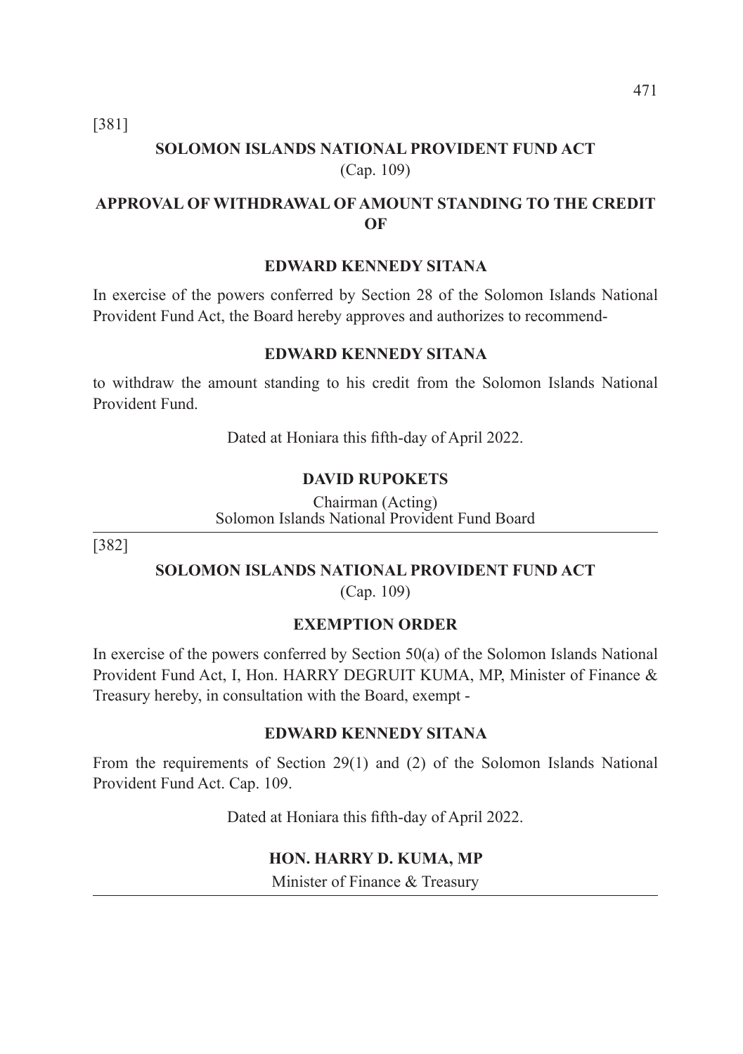[381]

**SOLOMON ISLANDS NATIONAL PROVIDENT FUND ACT**
(Cap. 109)

**APPROVAL OF WITHDRAWAL OF AMOUNT STANDING TO THE CREDIT OF**

**EDWARD KENNEDY SITANA**

In exercise of the powers conferred by Section 28 of the Solomon Islands National Provident Fund Act, the Board hereby approves and authorizes to recommend-

**EDWARD KENNEDY SITANA**

to withdraw the amount standing to his credit from the Solomon Islands National Provident Fund.

Dated at Honiara this fifth-day of April 2022.

**DAVID RUPOKETS**
Chairman (Acting)
Solomon Islands National Provident Fund Board

---

[382]

**SOLOMON ISLANDS NATIONAL PROVIDENT FUND ACT**
(Cap. 109)

**EXEMPTION ORDER**

In exercise of the powers conferred by Section 50(a) of the Solomon Islands National Provident Fund Act, I, Hon. HARRY DEGRUIT KUMA, MP, Minister of Finance & Treasury hereby, in consultation with the Board, exempt -

**EDWARD KENNEDY SITANA**

From the requirements of Section 29(1) and (2) of the Solomon Islands National Provident Fund Act. Cap. 109.

Dated at Honiara this fifth-day of April 2022.

**HON. HARRY D. KUMA, MP**
Minister of Finance & Treasury

---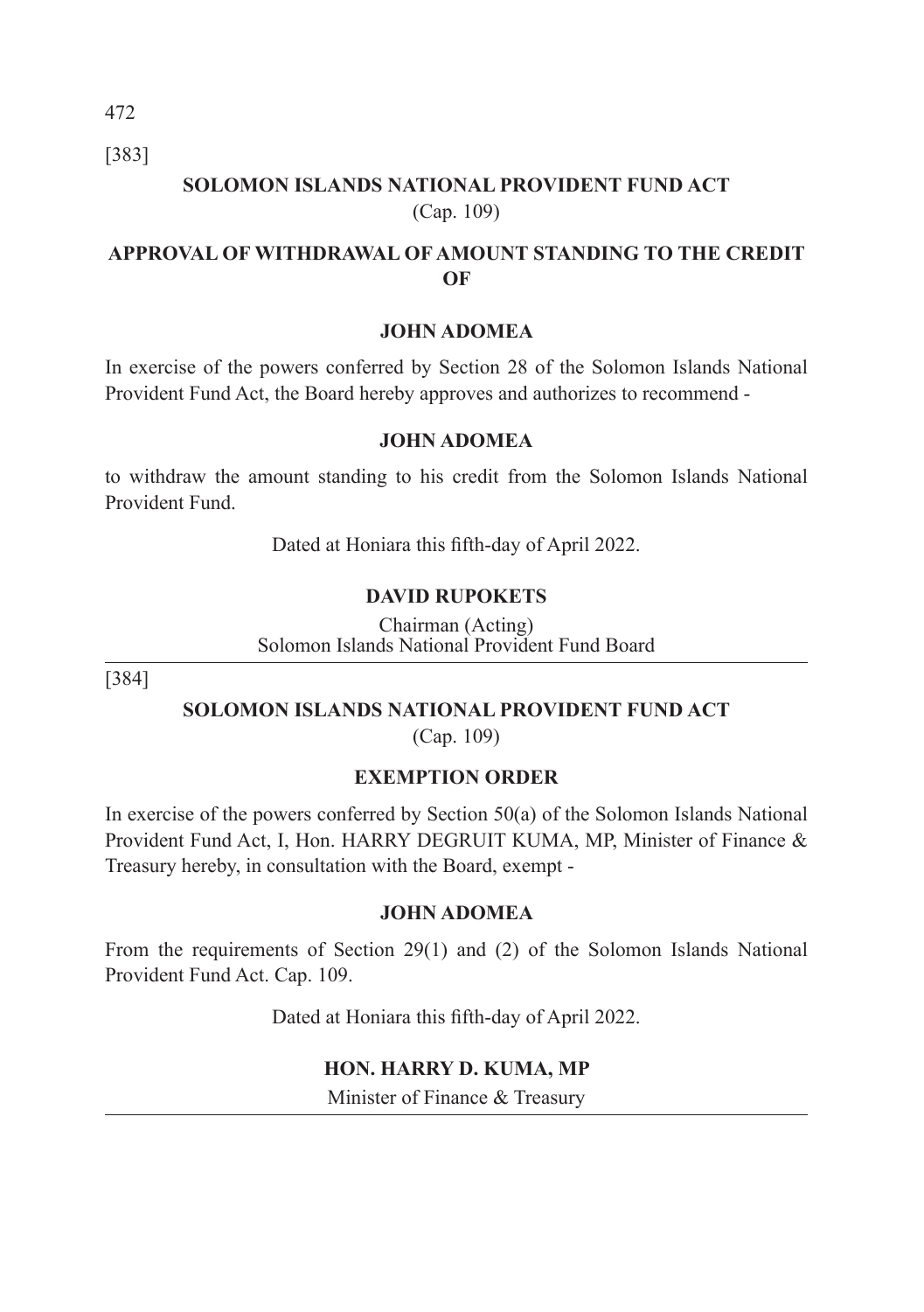[383]

## SOLOMON ISLANDS NATIONAL PROVIDENT FUND ACT

(Cap. 109)

### APPROVAL OF WITHDRAWAL OF AMOUNT STANDING TO THE CREDIT OF

**JOHN ADOMEA**

In exercise of the powers conferred by Section 28 of the Solomon Islands National Provident Fund Act, the Board hereby approves and authorizes to recommend -

**JOHN ADOMEA**

to withdraw the amount standing to his credit from the Solomon Islands National Provident Fund.

Dated at Honiara this fifth-day of April 2022.

**DAVID RUPOKETS**

Chairman (Acting)
Solomon Islands National Provident Fund Board

---

[384]

## SOLOMON ISLANDS NATIONAL PROVIDENT FUND ACT

(Cap. 109)

### EXEMPTION ORDER

In exercise of the powers conferred by Section 50(a) of the Solomon Islands National Provident Fund Act, I, Hon. HARRY DEGRUIT KUMA, MP, Minister of Finance & Treasury hereby, in consultation with the Board, exempt -

**JOHN ADOMEA**

From the requirements of Section 29(1) and (2) of the Solomon Islands National Provident Fund Act. Cap. 109.

Dated at Honiara this fifth-day of April 2022.

**HON. HARRY D. KUMA, MP**

Minister of Finance & Treasury

---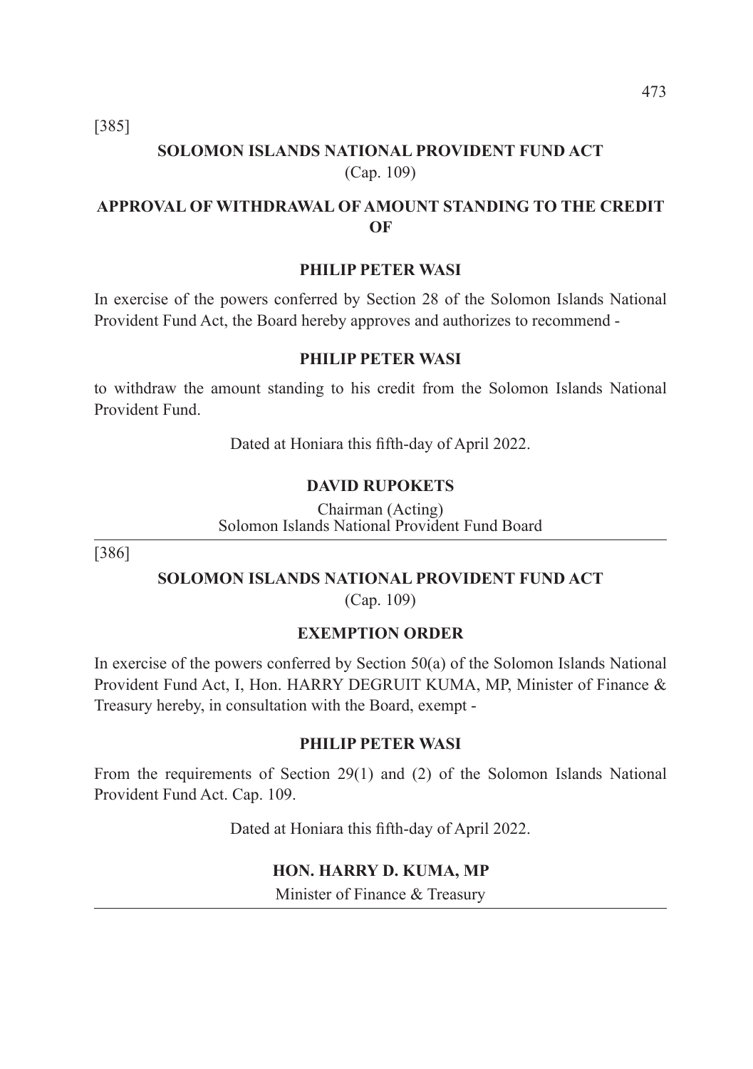[385]

## SOLOMON ISLANDS NATIONAL PROVIDENT FUND ACT

(Cap. 109)

## APPROVAL OF WITHDRAWAL OF AMOUNT STANDING TO THE CREDIT OF

### PHILIP PETER WASI

In exercise of the powers conferred by Section 28 of the Solomon Islands National Provident Fund Act, the Board hereby approves and authorizes to recommend -

**PHILIP PETER WASI**

to withdraw the amount standing to his credit from the Solomon Islands National Provident Fund.

Dated at Honiara this fifth-day of April 2022.

**DAVID RUPOKETS**

Chairman (Acting)
Solomon Islands National Provident Fund Board

---

[386]

## SOLOMON ISLANDS NATIONAL PROVIDENT FUND ACT

(Cap. 109)

## EXEMPTION ORDER

In exercise of the powers conferred by Section 50(a) of the Solomon Islands National Provident Fund Act, I, Hon. HARRY DEGRUIT KUMA, MP, Minister of Finance & Treasury hereby, in consultation with the Board, exempt -

**PHILIP PETER WASI**

From the requirements of Section 29(1) and (2) of the Solomon Islands National Provident Fund Act. Cap. 109.

Dated at Honiara this fifth-day of April 2022.

**HON. HARRY D. KUMA, MP**

Minister of Finance & Treasury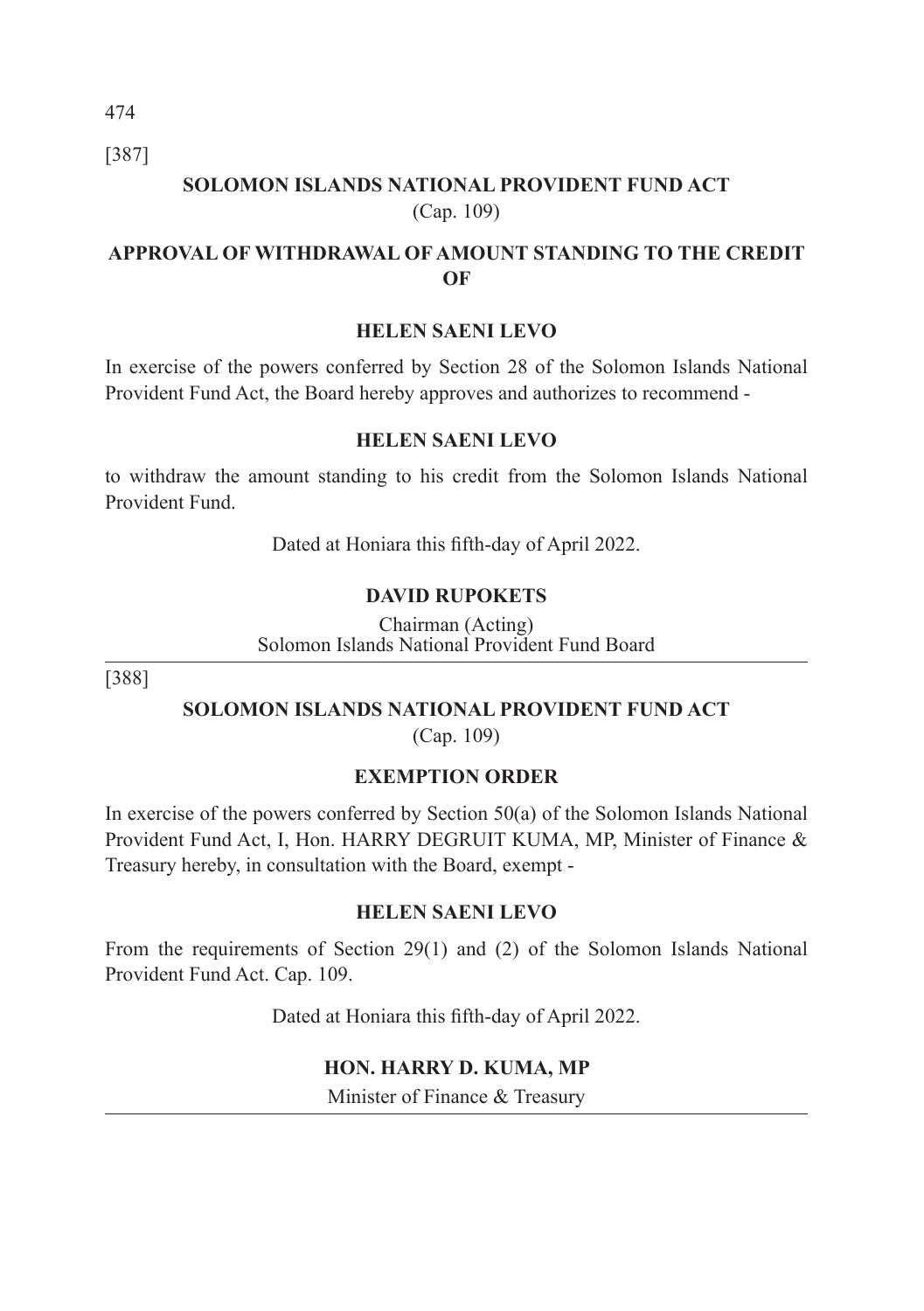[387]

**SOLOMON ISLANDS NATIONAL PROVIDENT FUND ACT**
(Cap. 109)

**APPROVAL OF WITHDRAWAL OF AMOUNT STANDING TO THE CREDIT OF**

**HELEN SAENI LEVO**

In exercise of the powers conferred by Section 28 of the Solomon Islands National Provident Fund Act, the Board hereby approves and authorizes to recommend -

**HELEN SAENI LEVO**

to withdraw the amount standing to his credit from the Solomon Islands National Provident Fund.

Dated at Honiara this fifth-day of April 2022.

**DAVID RUPOKETS**

Chairman (Acting)
Solomon Islands National Provident Fund Board

---

[388]

**SOLOMON ISLANDS NATIONAL PROVIDENT FUND ACT**
(Cap. 109)

**EXEMPTION ORDER**

In exercise of the powers conferred by Section 50(a) of the Solomon Islands National Provident Fund Act, I, Hon. HARRY DEGRUIT KUMA, MP, Minister of Finance & Treasury hereby, in consultation with the Board, exempt -

**HELEN SAENI LEVO**

From the requirements of Section 29(1) and (2) of the Solomon Islands National Provident Fund Act. Cap. 109.

Dated at Honiara this fifth-day of April 2022.

**HON. HARRY D. KUMA, MP**

Minister of Finance & Treasury

---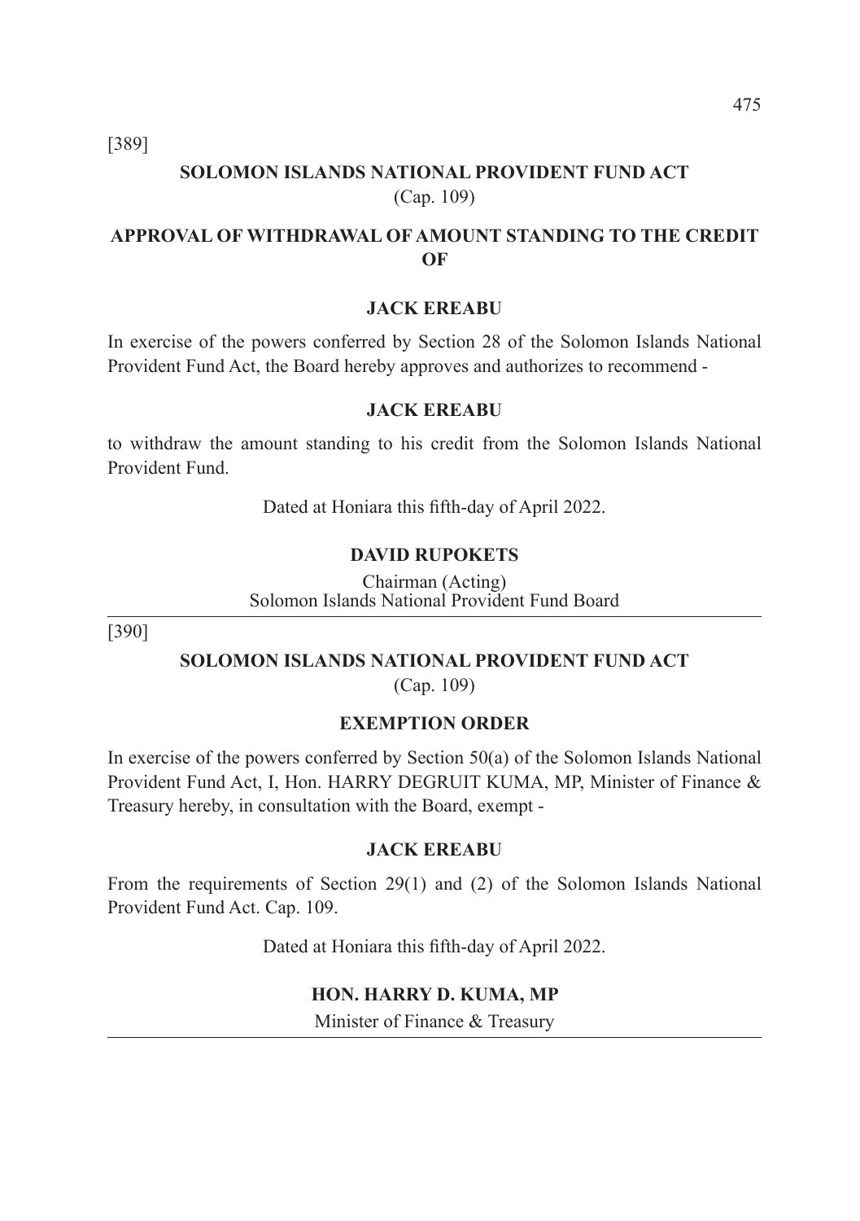[389]

## SOLOMON ISLANDS NATIONAL PROVIDENT FUND ACT

(Cap. 109)

### APPROVAL OF WITHDRAWAL OF AMOUNT STANDING TO THE CREDIT OF

**JACK EREABU**

In exercise of the powers conferred by Section 28 of the Solomon Islands National Provident Fund Act, the Board hereby approves and authorizes to recommend -

**JACK EREABU**

to withdraw the amount standing to his credit from the Solomon Islands National Provident Fund.

Dated at Honiara this fifth-day of April 2022.

**DAVID RUPOKETS**

Chairman (Acting)
Solomon Islands National Provident Fund Board

---

[390]

## SOLOMON ISLANDS NATIONAL PROVIDENT FUND ACT

(Cap. 109)

### EXEMPTION ORDER

In exercise of the powers conferred by Section 50(a) of the Solomon Islands National Provident Fund Act, I, Hon. HARRY DEGRUIT KUMA, MP, Minister of Finance & Treasury hereby, in consultation with the Board, exempt -

**JACK EREABU**

From the requirements of Section 29(1) and (2) of the Solomon Islands National Provident Fund Act. Cap. 109.

Dated at Honiara this fifth-day of April 2022.

**HON. HARRY D. KUMA, MP**

Minister of Finance & Treasury

---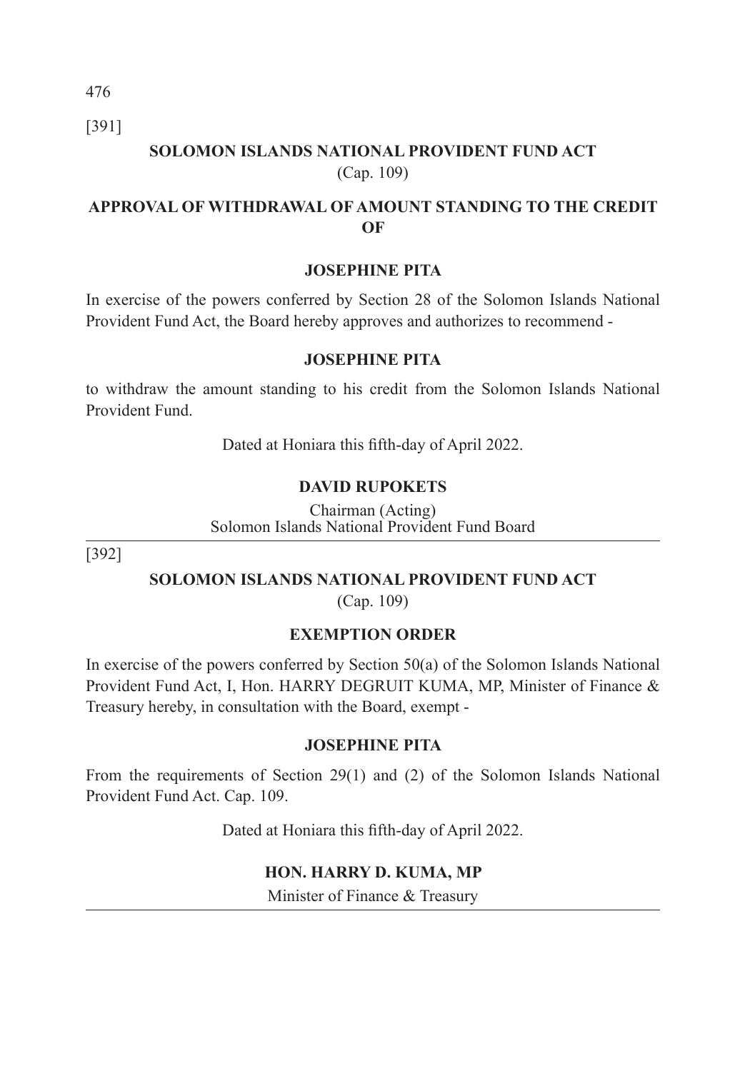[391]

**SOLOMON ISLANDS NATIONAL PROVIDENT FUND ACT**

(Cap. 109)

**APPROVAL OF WITHDRAWAL OF AMOUNT STANDING TO THE CREDIT OF**

**JOSEPHINE PITA**

In exercise of the powers conferred by Section 28 of the Solomon Islands National Provident Fund Act, the Board hereby approves and authorizes to recommend -

**JOSEPHINE PITA**

to withdraw the amount standing to his credit from the Solomon Islands National Provident Fund.

Dated at Honiara this fifth-day of April 2022.

**DAVID RUPOKETS**

Chairman (Acting)
Solomon Islands National Provident Fund Board

---

[392]

**SOLOMON ISLANDS NATIONAL PROVIDENT FUND ACT**

(Cap. 109)

**EXEMPTION ORDER**

In exercise of the powers conferred by Section 50(a) of the Solomon Islands National Provident Fund Act, I, Hon. HARRY DEGRUIT KUMA, MP, Minister of Finance & Treasury hereby, in consultation with the Board, exempt -

**JOSEPHINE PITA**

From the requirements of Section 29(1) and (2) of the Solomon Islands National Provident Fund Act. Cap. 109.

Dated at Honiara this fifth-day of April 2022.

**HON. HARRY D. KUMA, MP**

Minister of Finance & Treasury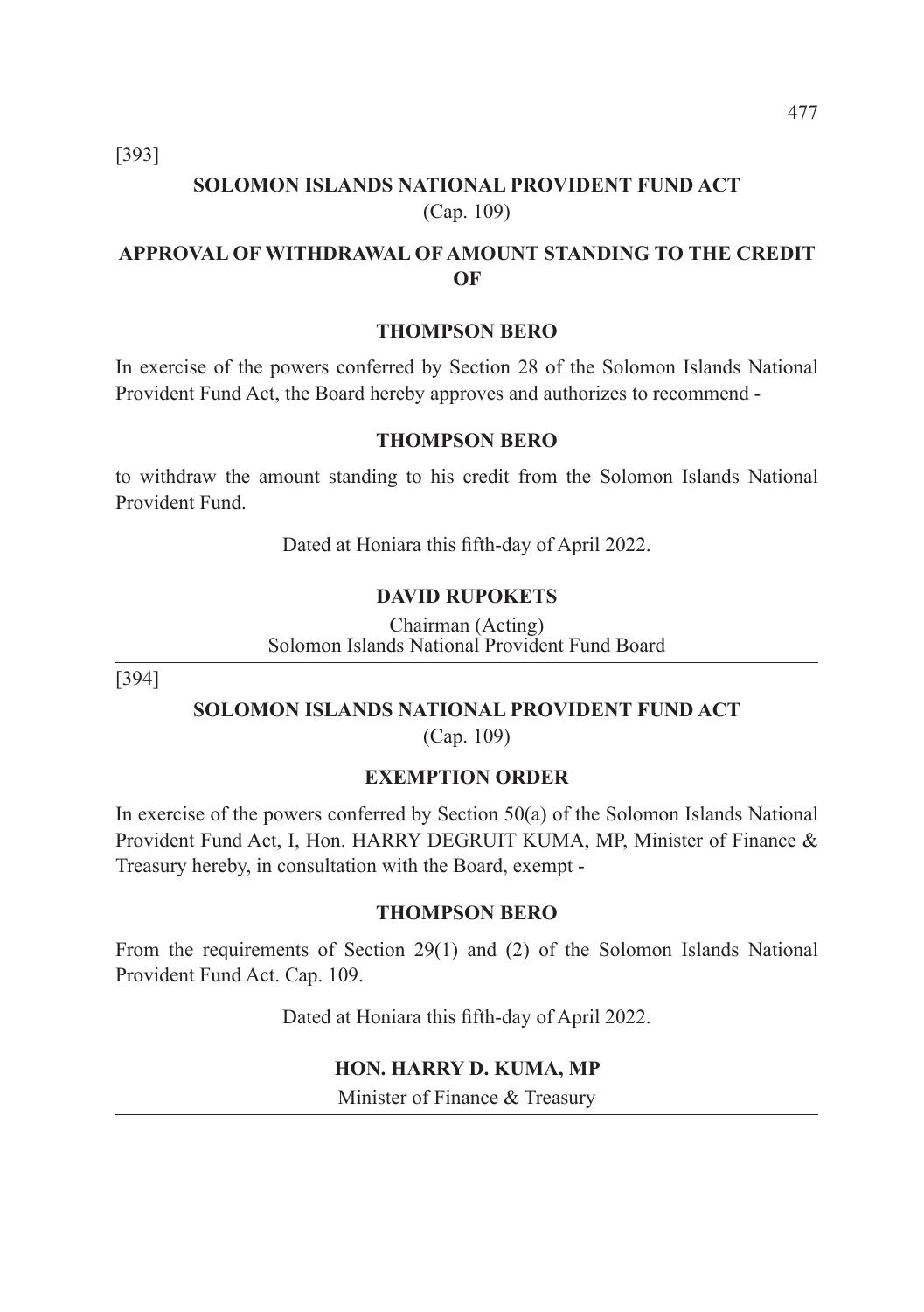[393]

**SOLOMON ISLANDS NATIONAL PROVIDENT FUND ACT**

(Cap. 109)

**APPROVAL OF WITHDRAWAL OF AMOUNT STANDING TO THE CREDIT OF**

**THOMPSON BERO**

In exercise of the powers conferred by Section 28 of the Solomon Islands National Provident Fund Act, the Board hereby approves and authorizes to recommend -

**THOMPSON BERO**

to withdraw the amount standing to his credit from the Solomon Islands National Provident Fund.

Dated at Honiara this fifth-day of April 2022.

**DAVID RUPOKETS**

Chairman (Acting)
Solomon Islands National Provident Fund Board

---

[394]

**SOLOMON ISLANDS NATIONAL PROVIDENT FUND ACT**

(Cap. 109)

**EXEMPTION ORDER**

In exercise of the powers conferred by Section 50(a) of the Solomon Islands National Provident Fund Act, I, Hon. HARRY DEGRUIT KUMA, MP, Minister of Finance & Treasury hereby, in consultation with the Board, exempt -

**THOMPSON BERO**

From the requirements of Section 29(1) and (2) of the Solomon Islands National Provident Fund Act. Cap. 109.

Dated at Honiara this fifth-day of April 2022.

**HON. HARRY D. KUMA, MP**

Minister of Finance & Treasury

---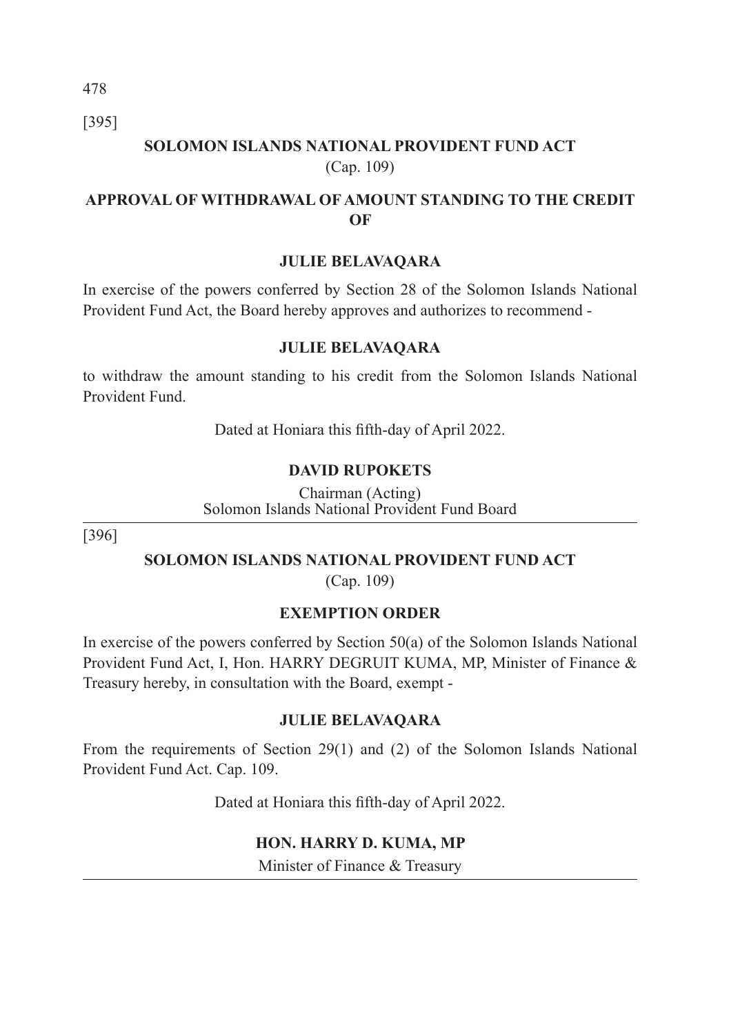[395]

## SOLOMON ISLANDS NATIONAL PROVIDENT FUND ACT

(Cap. 109)

### APPROVAL OF WITHDRAWAL OF AMOUNT STANDING TO THE CREDIT OF

**JULIE BELAVAQARA**

In exercise of the powers conferred by Section 28 of the Solomon Islands National Provident Fund Act, the Board hereby approves and authorizes to recommend -

**JULIE BELAVAQARA**

to withdraw the amount standing to his credit from the Solomon Islands National Provident Fund.

Dated at Honiara this fifth-day of April 2022.

**DAVID RUPOKETS**

Chairman (Acting)
Solomon Islands National Provident Fund Board

---

[396]

## SOLOMON ISLANDS NATIONAL PROVIDENT FUND ACT

(Cap. 109)

### EXEMPTION ORDER

In exercise of the powers conferred by Section 50(a) of the Solomon Islands National Provident Fund Act, I, Hon. HARRY DEGRUIT KUMA, MP, Minister of Finance & Treasury hereby, in consultation with the Board, exempt -

**JULIE BELAVAQARA**

From the requirements of Section 29(1) and (2) of the Solomon Islands National Provident Fund Act. Cap. 109.

Dated at Honiara this fifth-day of April 2022.

**HON. HARRY D. KUMA, MP**

Minister of Finance & Treasury

---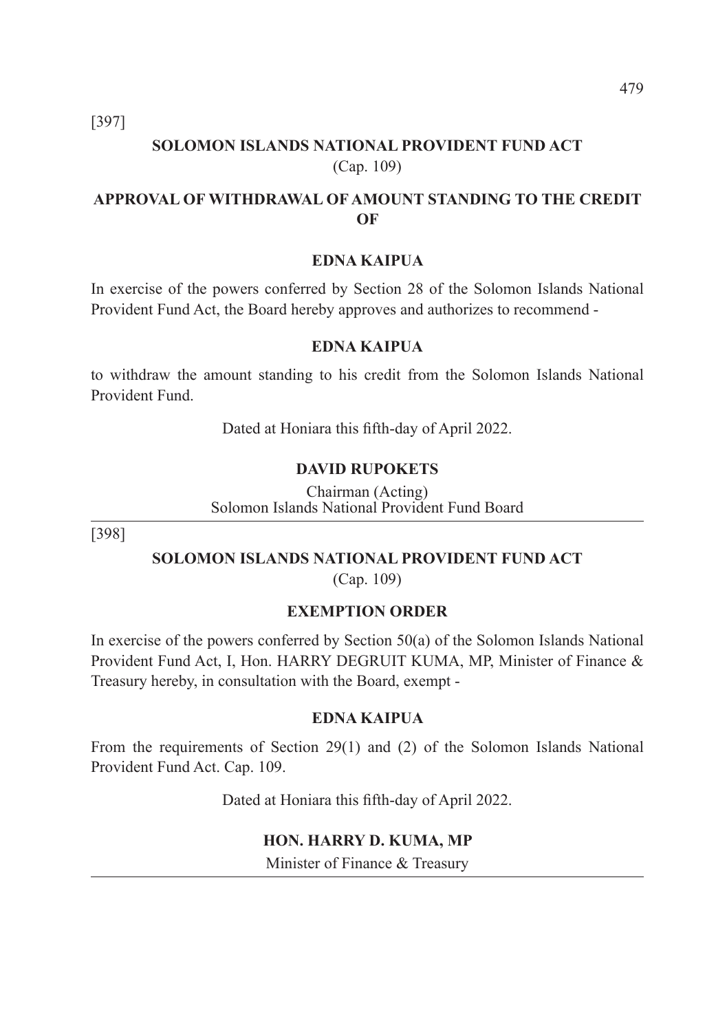[397]

## SOLOMON ISLANDS NATIONAL PROVIDENT FUND ACT

(Cap. 109)

## APPROVAL OF WITHDRAWAL OF AMOUNT STANDING TO THE CREDIT OF

**EDNA KAIPUA**

In exercise of the powers conferred by Section 28 of the Solomon Islands National Provident Fund Act, the Board hereby approves and authorizes to recommend -

**EDNA KAIPUA**

to withdraw the amount standing to his credit from the Solomon Islands National Provident Fund.

Dated at Honiara this fifth-day of April 2022.

**DAVID RUPOKETS**

Chairman (Acting)
Solomon Islands National Provident Fund Board

---

[398]

## SOLOMON ISLANDS NATIONAL PROVIDENT FUND ACT

(Cap. 109)

## EXEMPTION ORDER

In exercise of the powers conferred by Section 50(a) of the Solomon Islands National Provident Fund Act, I, Hon. HARRY DEGRUIT KUMA, MP, Minister of Finance & Treasury hereby, in consultation with the Board, exempt -

**EDNA KAIPUA**

From the requirements of Section 29(1) and (2) of the Solomon Islands National Provident Fund Act. Cap. 109.

Dated at Honiara this fifth-day of April 2022.

**HON. HARRY D. KUMA, MP**

Minister of Finance & Treasury

---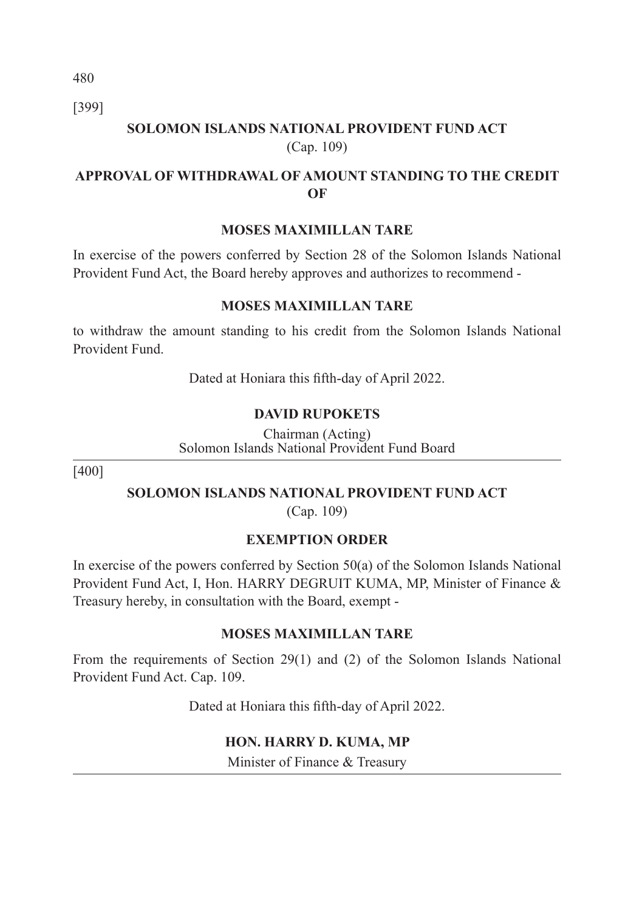[399]

**SOLOMON ISLANDS NATIONAL PROVIDENT FUND ACT**
(Cap. 109)

**APPROVAL OF WITHDRAWAL OF AMOUNT STANDING TO THE CREDIT OF**

**MOSES MAXIMILLAN TARE**

In exercise of the powers conferred by Section 28 of the Solomon Islands National Provident Fund Act, the Board hereby approves and authorizes to recommend -

**MOSES MAXIMILLAN TARE**

to withdraw the amount standing to his credit from the Solomon Islands National Provident Fund.

Dated at Honiara this fifth-day of April 2022.

**DAVID RUPOKETS**

Chairman (Acting)
Solomon Islands National Provident Fund Board

---

[400]

**SOLOMON ISLANDS NATIONAL PROVIDENT FUND ACT**
(Cap. 109)

**EXEMPTION ORDER**

In exercise of the powers conferred by Section 50(a) of the Solomon Islands National Provident Fund Act, I, Hon. HARRY DEGRUIT KUMA, MP, Minister of Finance & Treasury hereby, in consultation with the Board, exempt -

**MOSES MAXIMILLAN TARE**

From the requirements of Section 29(1) and (2) of the Solomon Islands National Provident Fund Act. Cap. 109.

Dated at Honiara this fifth-day of April 2022.

**HON. HARRY D. KUMA, MP**

Minister of Finance & Treasury

---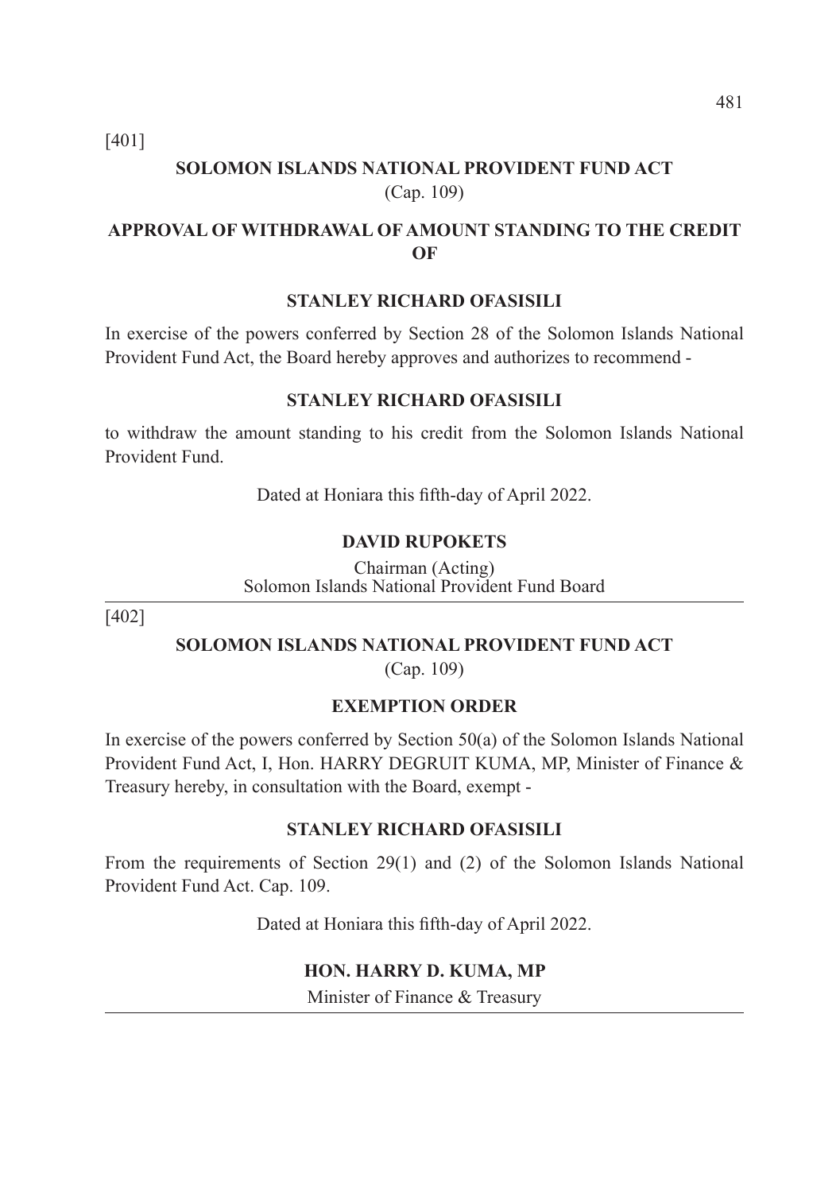[401]

## SOLOMON ISLANDS NATIONAL PROVIDENT FUND ACT

(Cap. 109)

## APPROVAL OF WITHDRAWAL OF AMOUNT STANDING TO THE CREDIT OF

### STANLEY RICHARD OFASISILI

In exercise of the powers conferred by Section 28 of the Solomon Islands National Provident Fund Act, the Board hereby approves and authorizes to recommend -

**STANLEY RICHARD OFASISILI**

to withdraw the amount standing to his credit from the Solomon Islands National Provident Fund.

Dated at Honiara this fifth-day of April 2022.

**DAVID RUPOKETS**

Chairman (Acting)
Solomon Islands National Provident Fund Board

---

[402]

## SOLOMON ISLANDS NATIONAL PROVIDENT FUND ACT

(Cap. 109)

## EXEMPTION ORDER

In exercise of the powers conferred by Section 50(a) of the Solomon Islands National Provident Fund Act, I, Hon. HARRY DEGRUIT KUMA, MP, Minister of Finance & Treasury hereby, in consultation with the Board, exempt -

**STANLEY RICHARD OFASISILI**

From the requirements of Section 29(1) and (2) of the Solomon Islands National Provident Fund Act. Cap. 109.

Dated at Honiara this fifth-day of April 2022.

**HON. HARRY D. KUMA, MP**

Minister of Finance & Treasury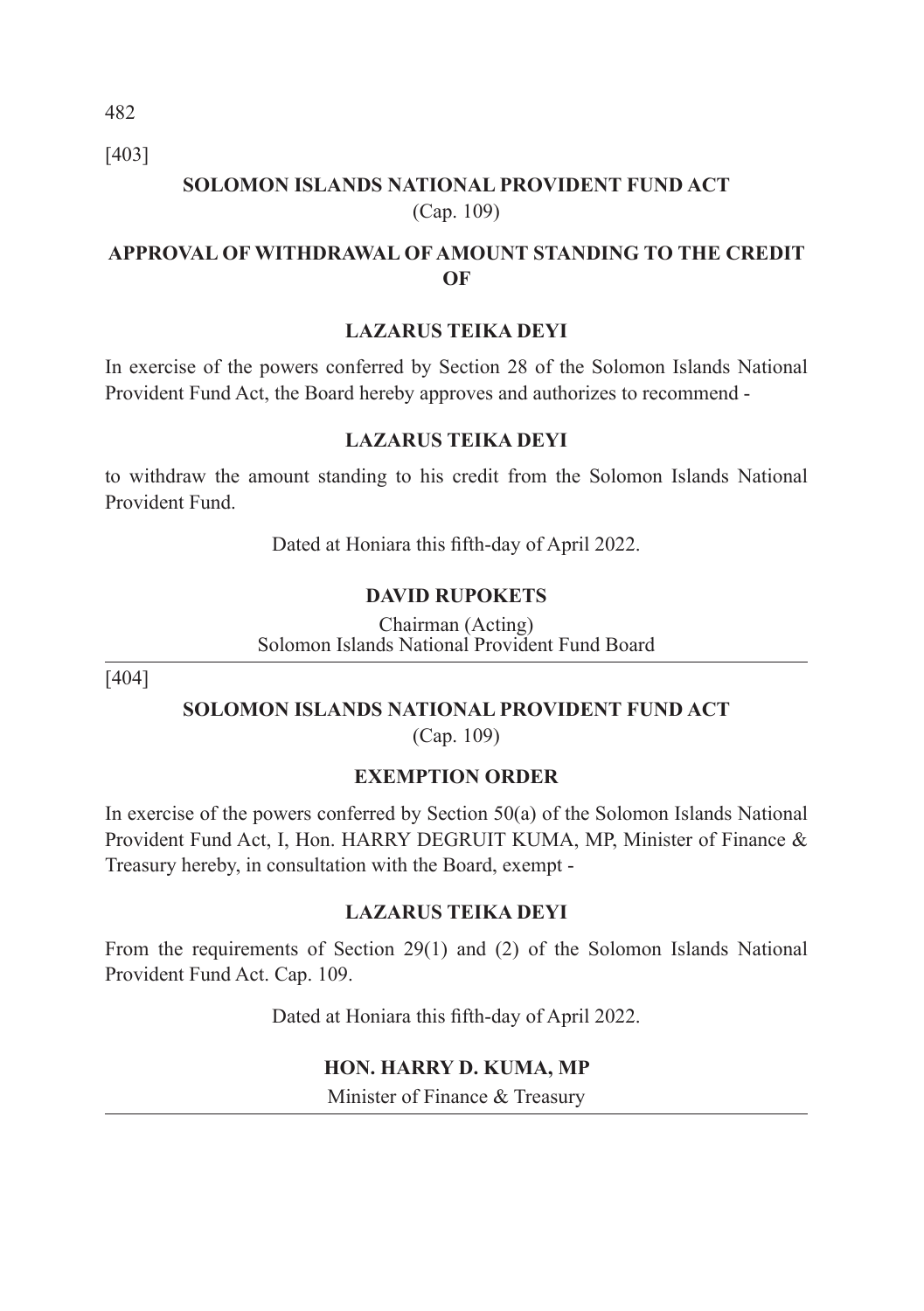[403]

## SOLOMON ISLANDS NATIONAL PROVIDENT FUND ACT

(Cap. 109)

### APPROVAL OF WITHDRAWAL OF AMOUNT STANDING TO THE CREDIT OF

**LAZARUS TEIKA DEYI**

In exercise of the powers conferred by Section 28 of the Solomon Islands National Provident Fund Act, the Board hereby approves and authorizes to recommend -

**LAZARUS TEIKA DEYI**

to withdraw the amount standing to his credit from the Solomon Islands National Provident Fund.

Dated at Honiara this fifth-day of April 2022.

**DAVID RUPOKETS**

Chairman (Acting)
Solomon Islands National Provident Fund Board

---

[404]

## SOLOMON ISLANDS NATIONAL PROVIDENT FUND ACT

(Cap. 109)

### EXEMPTION ORDER

In exercise of the powers conferred by Section 50(a) of the Solomon Islands National Provident Fund Act, I, Hon. HARRY DEGRUIT KUMA, MP, Minister of Finance & Treasury hereby, in consultation with the Board, exempt -

**LAZARUS TEIKA DEYI**

From the requirements of Section 29(1) and (2) of the Solomon Islands National Provident Fund Act. Cap. 109.

Dated at Honiara this fifth-day of April 2022.

**HON. HARRY D. KUMA, MP**

Minister of Finance & Treasury

---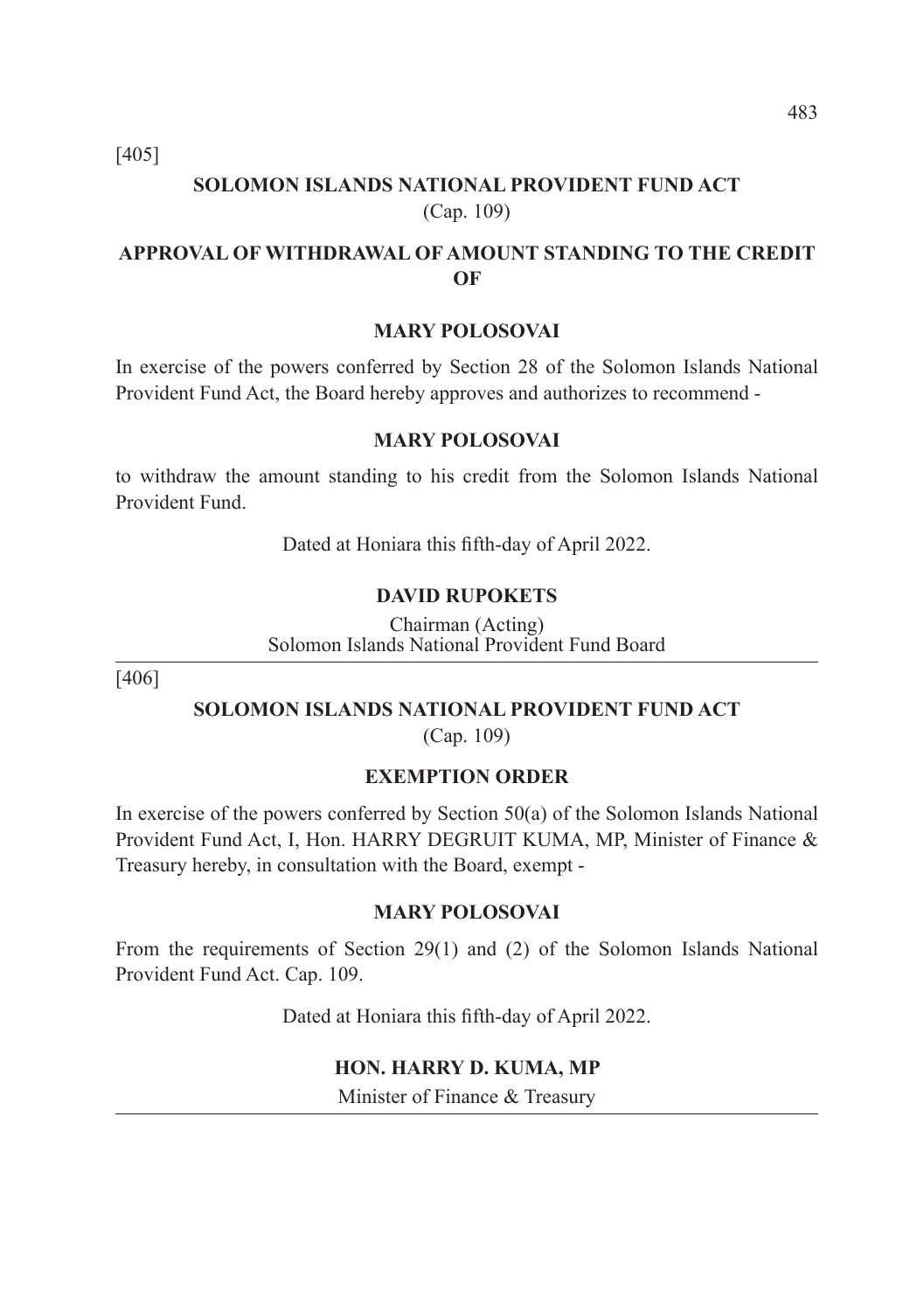[405]

## SOLOMON ISLANDS NATIONAL PROVIDENT FUND ACT

(Cap. 109)

### APPROVAL OF WITHDRAWAL OF AMOUNT STANDING TO THE CREDIT OF

**MARY POLOSOVAI**

In exercise of the powers conferred by Section 28 of the Solomon Islands National Provident Fund Act, the Board hereby approves and authorizes to recommend -

**MARY POLOSOVAI**

to withdraw the amount standing to his credit from the Solomon Islands National Provident Fund.

Dated at Honiara this fifth-day of April 2022.

**DAVID RUPOKETS**

Chairman (Acting)
Solomon Islands National Provident Fund Board

---

[406]

## SOLOMON ISLANDS NATIONAL PROVIDENT FUND ACT

(Cap. 109)

### EXEMPTION ORDER

In exercise of the powers conferred by Section 50(a) of the Solomon Islands National Provident Fund Act, I, Hon. HARRY DEGRUIT KUMA, MP, Minister of Finance & Treasury hereby, in consultation with the Board, exempt -

**MARY POLOSOVAI**

From the requirements of Section 29(1) and (2) of the Solomon Islands National Provident Fund Act. Cap. 109.

Dated at Honiara this fifth-day of April 2022.

**HON. HARRY D. KUMA, MP**

Minister of Finance & Treasury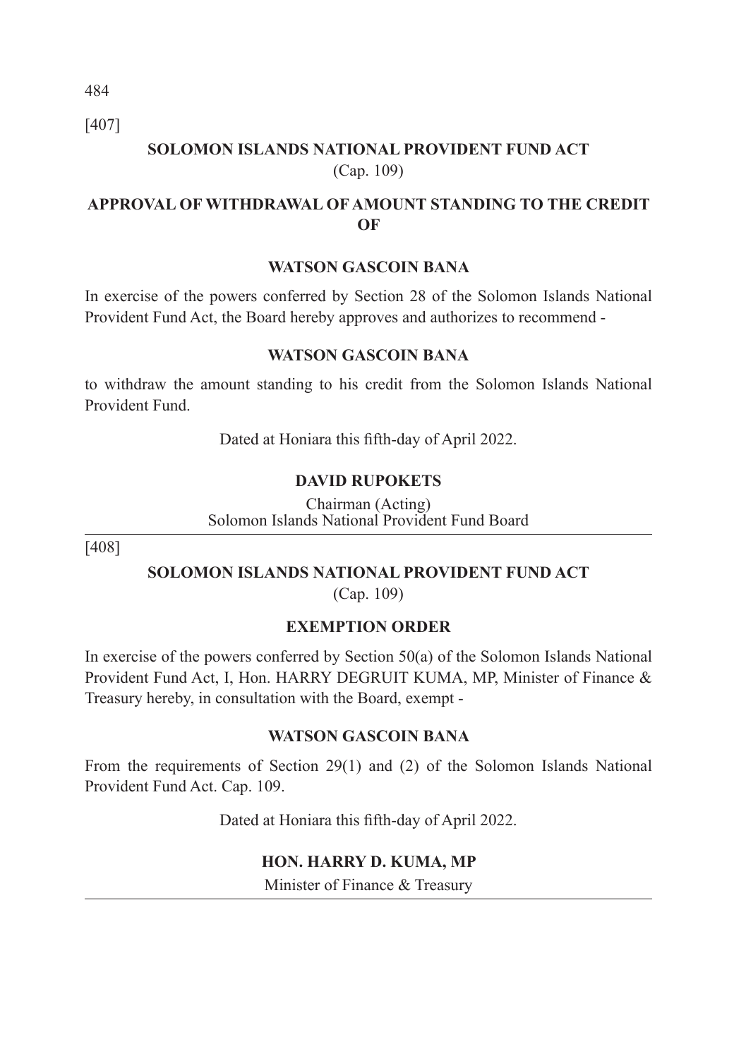[407]

**SOLOMON ISLANDS NATIONAL PROVIDENT FUND ACT**
(Cap. 109)

**APPROVAL OF WITHDRAWAL OF AMOUNT STANDING TO THE CREDIT OF**

**WATSON GASCOIN BANA**

In exercise of the powers conferred by Section 28 of the Solomon Islands National Provident Fund Act, the Board hereby approves and authorizes to recommend -

**WATSON GASCOIN BANA**

to withdraw the amount standing to his credit from the Solomon Islands National Provident Fund.

Dated at Honiara this fifth-day of April 2022.

**DAVID RUPOKETS**

Chairman (Acting)
Solomon Islands National Provident Fund Board

---

[408]

**SOLOMON ISLANDS NATIONAL PROVIDENT FUND ACT**
(Cap. 109)

**EXEMPTION ORDER**

In exercise of the powers conferred by Section 50(a) of the Solomon Islands National Provident Fund Act, I, Hon. HARRY DEGRUIT KUMA, MP, Minister of Finance & Treasury hereby, in consultation with the Board, exempt -

**WATSON GASCOIN BANA**

From the requirements of Section 29(1) and (2) of the Solomon Islands National Provident Fund Act. Cap. 109.

Dated at Honiara this fifth-day of April 2022.

**HON. HARRY D. KUMA, MP**

Minister of Finance & Treasury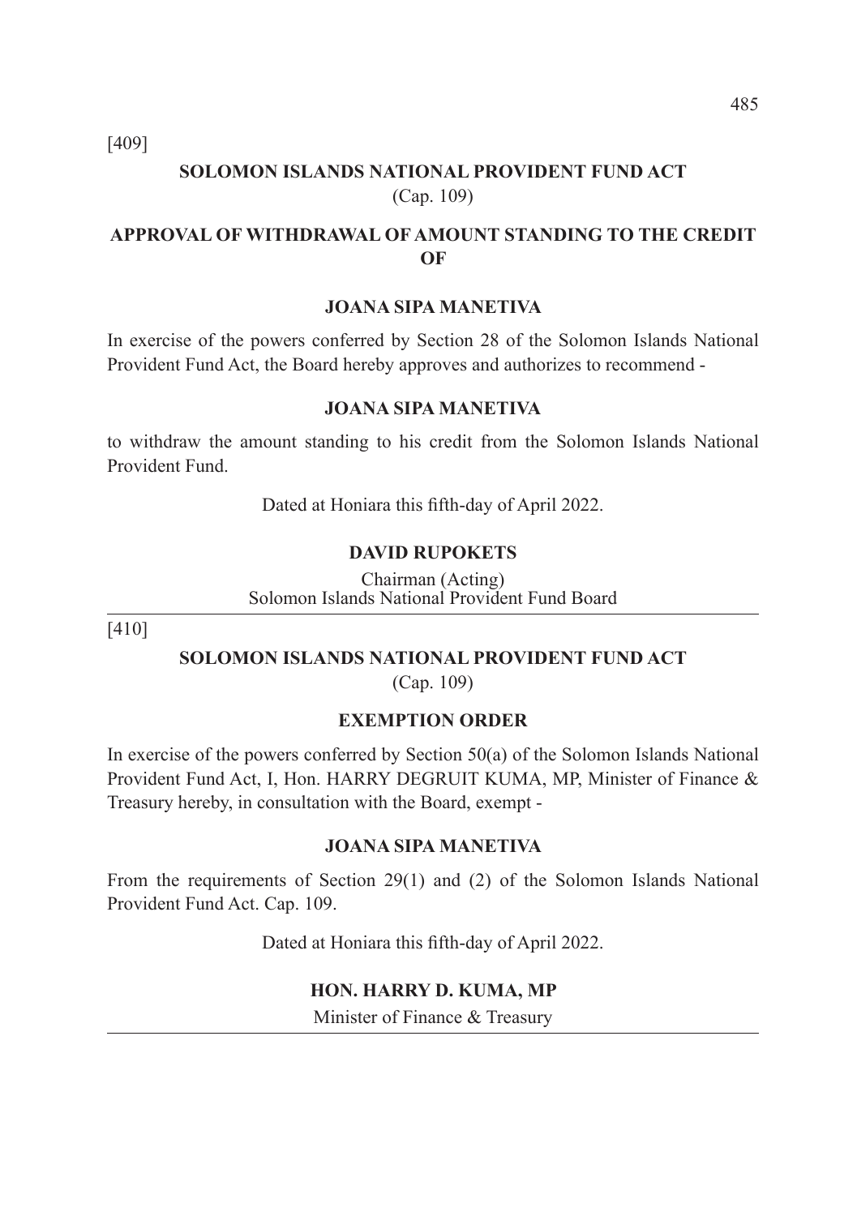[409]

## SOLOMON ISLANDS NATIONAL PROVIDENT FUND ACT

(Cap. 109)

### APPROVAL OF WITHDRAWAL OF AMOUNT STANDING TO THE CREDIT OF

**JOANA SIPA MANETIVA**

In exercise of the powers conferred by Section 28 of the Solomon Islands National Provident Fund Act, the Board hereby approves and authorizes to recommend -

**JOANA SIPA MANETIVA**

to withdraw the amount standing to his credit from the Solomon Islands National Provident Fund.

Dated at Honiara this fifth-day of April 2022.

**DAVID RUPOKETS**

Chairman (Acting)
Solomon Islands National Provident Fund Board

---

[410]

## SOLOMON ISLANDS NATIONAL PROVIDENT FUND ACT

(Cap. 109)

### EXEMPTION ORDER

In exercise of the powers conferred by Section 50(a) of the Solomon Islands National Provident Fund Act, I, Hon. HARRY DEGRUIT KUMA, MP, Minister of Finance & Treasury hereby, in consultation with the Board, exempt -

**JOANA SIPA MANETIVA**

From the requirements of Section 29(1) and (2) of the Solomon Islands National Provident Fund Act. Cap. 109.

Dated at Honiara this fifth-day of April 2022.

**HON. HARRY D. KUMA, MP**

Minister of Finance & Treasury

---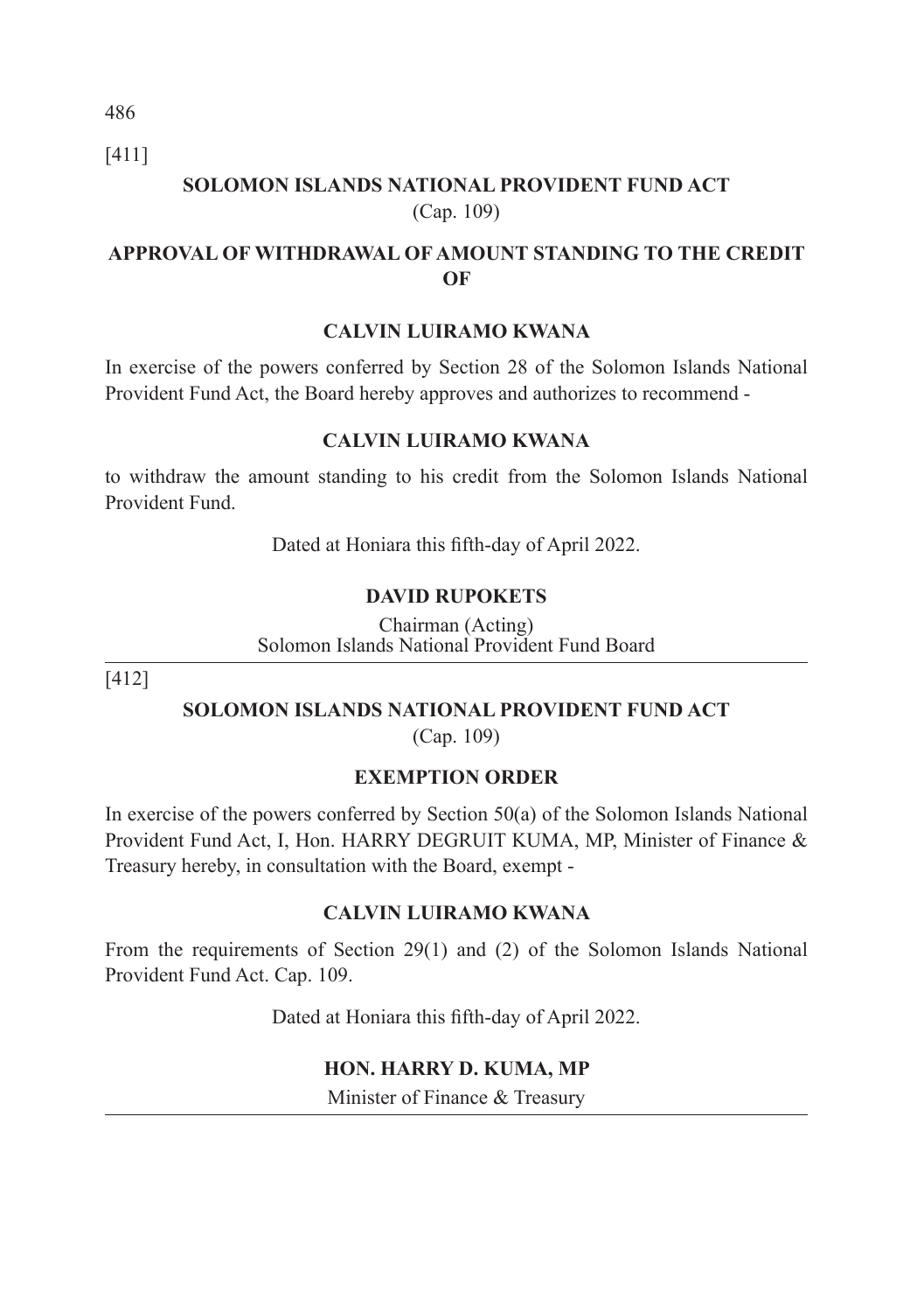[411]

## SOLOMON ISLANDS NATIONAL PROVIDENT FUND ACT

(Cap. 109)

### APPROVAL OF WITHDRAWAL OF AMOUNT STANDING TO THE CREDIT OF

### CALVIN LUIRAMO KWANA

In exercise of the powers conferred by Section 28 of the Solomon Islands National Provident Fund Act, the Board hereby approves and authorizes to recommend -

**CALVIN LUIRAMO KWANA**

to withdraw the amount standing to his credit from the Solomon Islands National Provident Fund.

Dated at Honiara this fifth-day of April 2022.

**DAVID RUPOKETS**

Chairman (Acting)
Solomon Islands National Provident Fund Board

---

[412]

## SOLOMON ISLANDS NATIONAL PROVIDENT FUND ACT

(Cap. 109)

### EXEMPTION ORDER

In exercise of the powers conferred by Section 50(a) of the Solomon Islands National Provident Fund Act, I, Hon. HARRY DEGRUIT KUMA, MP, Minister of Finance & Treasury hereby, in consultation with the Board, exempt -

**CALVIN LUIRAMO KWANA**

From the requirements of Section 29(1) and (2) of the Solomon Islands National Provident Fund Act. Cap. 109.

Dated at Honiara this fifth-day of April 2022.

**HON. HARRY D. KUMA, MP**

Minister of Finance & Treasury

---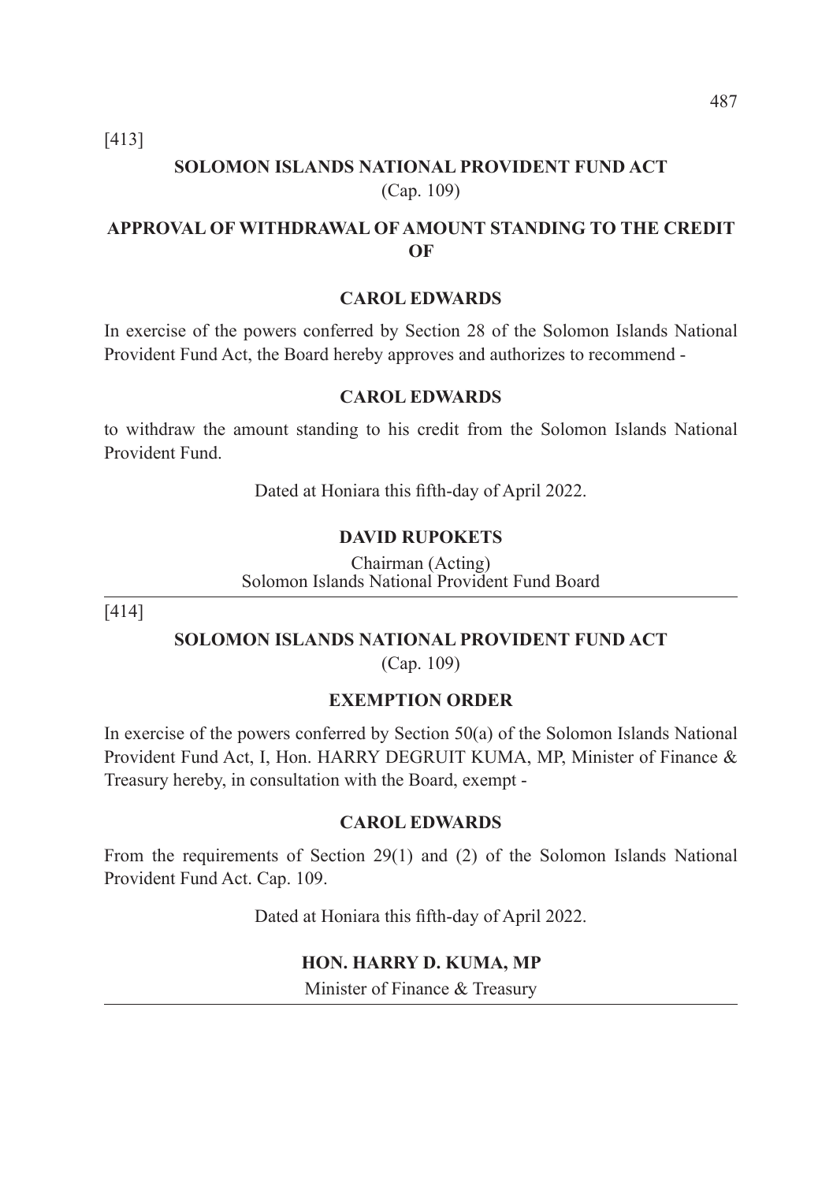[413]

## SOLOMON ISLANDS NATIONAL PROVIDENT FUND ACT

(Cap. 109)

### APPROVAL OF WITHDRAWAL OF AMOUNT STANDING TO THE CREDIT OF

**CAROL EDWARDS**

In exercise of the powers conferred by Section 28 of the Solomon Islands National Provident Fund Act, the Board hereby approves and authorizes to recommend -

**CAROL EDWARDS**

to withdraw the amount standing to his credit from the Solomon Islands National Provident Fund.

Dated at Honiara this fifth-day of April 2022.

**DAVID RUPOKETS**

Chairman (Acting)
Solomon Islands National Provident Fund Board

---

[414]

## SOLOMON ISLANDS NATIONAL PROVIDENT FUND ACT

(Cap. 109)

### EXEMPTION ORDER

In exercise of the powers conferred by Section 50(a) of the Solomon Islands National Provident Fund Act, I, Hon. HARRY DEGRUIT KUMA, MP, Minister of Finance & Treasury hereby, in consultation with the Board, exempt -

**CAROL EDWARDS**

From the requirements of Section 29(1) and (2) of the Solomon Islands National Provident Fund Act. Cap. 109.

Dated at Honiara this fifth-day of April 2022.

**HON. HARRY D. KUMA, MP**

Minister of Finance & Treasury

---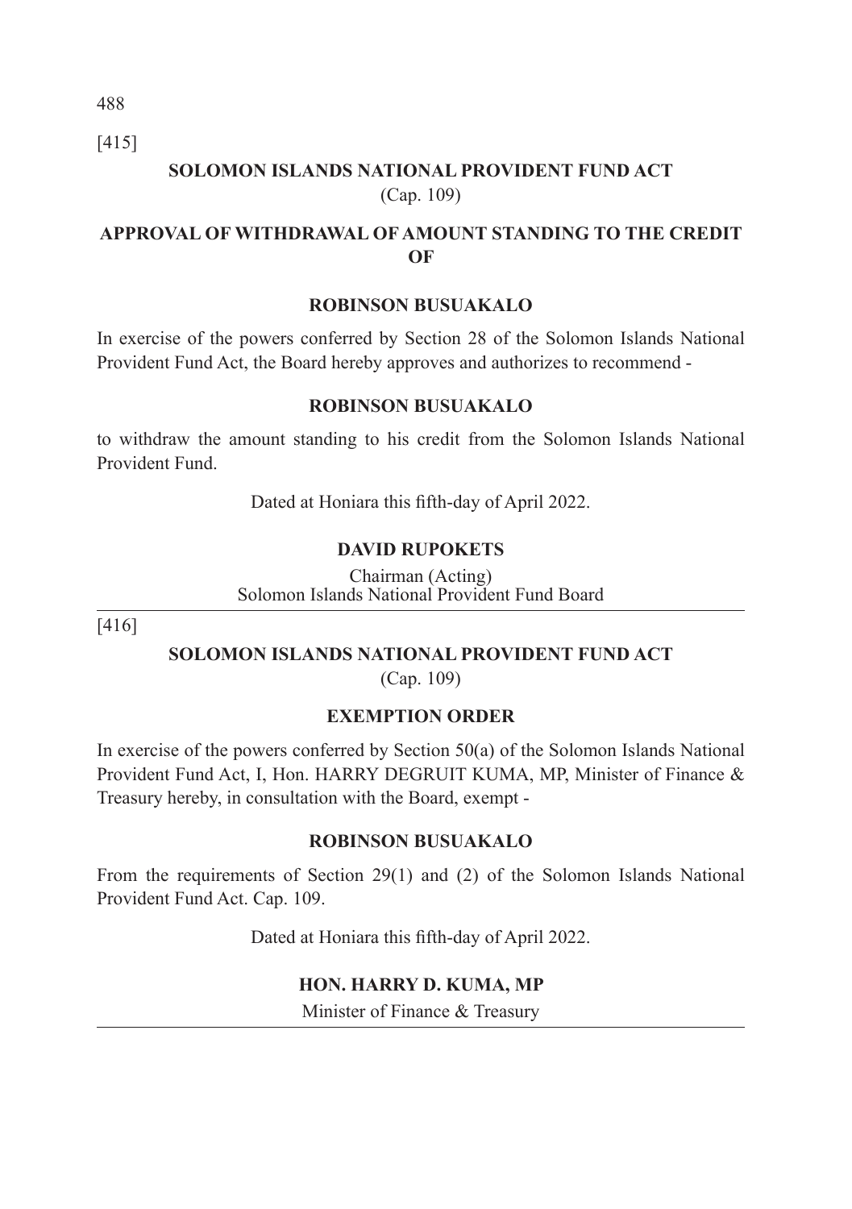[415]

## SOLOMON ISLANDS NATIONAL PROVIDENT FUND ACT

(Cap. 109)

### APPROVAL OF WITHDRAWAL OF AMOUNT STANDING TO THE CREDIT OF

**ROBINSON BUSUAKALO**

In exercise of the powers conferred by Section 28 of the Solomon Islands National Provident Fund Act, the Board hereby approves and authorizes to recommend -

**ROBINSON BUSUAKALO**

to withdraw the amount standing to his credit from the Solomon Islands National Provident Fund.

Dated at Honiara this fifth-day of April 2022.

**DAVID RUPOKETS**

Chairman (Acting)
Solomon Islands National Provident Fund Board

---

[416]

## SOLOMON ISLANDS NATIONAL PROVIDENT FUND ACT

(Cap. 109)

### EXEMPTION ORDER

In exercise of the powers conferred by Section 50(a) of the Solomon Islands National Provident Fund Act, I, Hon. HARRY DEGRUIT KUMA, MP, Minister of Finance & Treasury hereby, in consultation with the Board, exempt -

**ROBINSON BUSUAKALO**

From the requirements of Section 29(1) and (2) of the Solomon Islands National Provident Fund Act. Cap. 109.

Dated at Honiara this fifth-day of April 2022.

**HON. HARRY D. KUMA, MP**

Minister of Finance & Treasury

---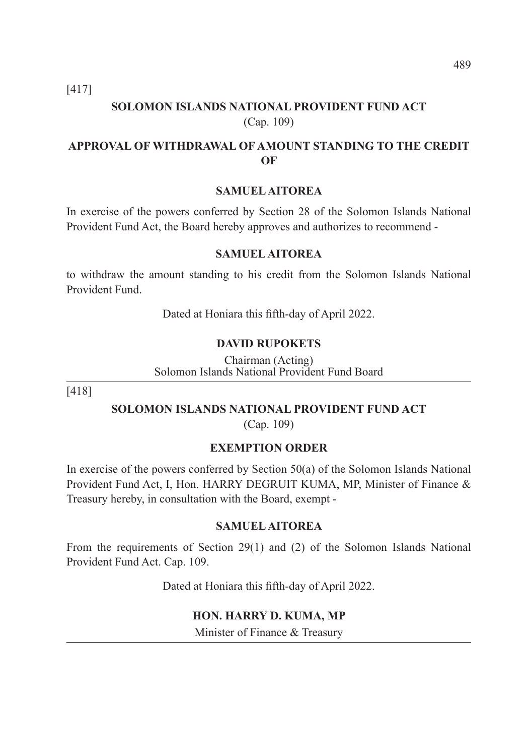[417]

**SOLOMON ISLANDS NATIONAL PROVIDENT FUND ACT**

(Cap. 109)

**APPROVAL OF WITHDRAWAL OF AMOUNT STANDING TO THE CREDIT OF**

**SAMUEL AITOREA**

In exercise of the powers conferred by Section 28 of the Solomon Islands National Provident Fund Act, the Board hereby approves and authorizes to recommend -

**SAMUEL AITOREA**

to withdraw the amount standing to his credit from the Solomon Islands National Provident Fund.

Dated at Honiara this fifth-day of April 2022.

**DAVID RUPOKETS**

Chairman (Acting)
Solomon Islands National Provident Fund Board

---

[418]

**SOLOMON ISLANDS NATIONAL PROVIDENT FUND ACT**

(Cap. 109)

**EXEMPTION ORDER**

In exercise of the powers conferred by Section 50(a) of the Solomon Islands National Provident Fund Act, I, Hon. HARRY DEGRUIT KUMA, MP, Minister of Finance & Treasury hereby, in consultation with the Board, exempt -

**SAMUEL AITOREA**

From the requirements of Section 29(1) and (2) of the Solomon Islands National Provident Fund Act. Cap. 109.

Dated at Honiara this fifth-day of April 2022.

**HON. HARRY D. KUMA, MP**

Minister of Finance & Treasury

---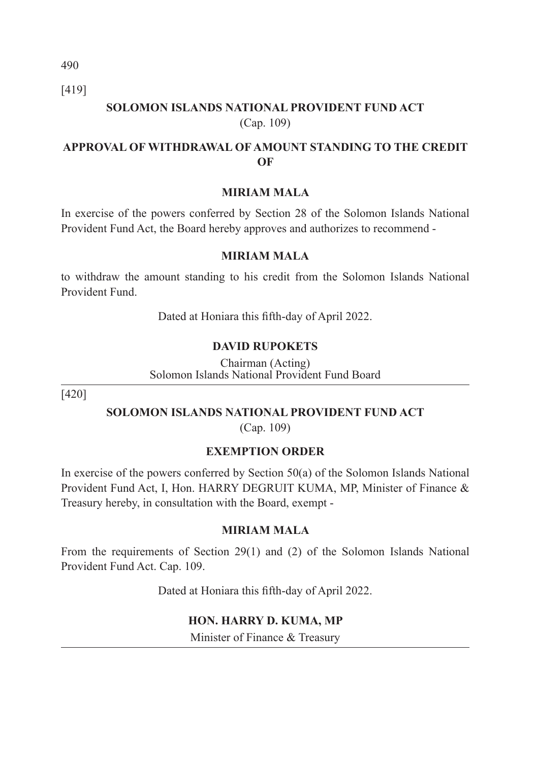[419]

## SOLOMON ISLANDS NATIONAL PROVIDENT FUND ACT

(Cap. 109)

### APPROVAL OF WITHDRAWAL OF AMOUNT STANDING TO THE CREDIT OF

**MIRIAM MALA**

In exercise of the powers conferred by Section 28 of the Solomon Islands National Provident Fund Act, the Board hereby approves and authorizes to recommend -

**MIRIAM MALA**

to withdraw the amount standing to his credit from the Solomon Islands National Provident Fund.

Dated at Honiara this fifth-day of April 2022.

**DAVID RUPOKETS**

Chairman (Acting)
Solomon Islands National Provident Fund Board

---

[420]

## SOLOMON ISLANDS NATIONAL PROVIDENT FUND ACT

(Cap. 109)

### EXEMPTION ORDER

In exercise of the powers conferred by Section 50(a) of the Solomon Islands National Provident Fund Act, I, Hon. HARRY DEGRUIT KUMA, MP, Minister of Finance & Treasury hereby, in consultation with the Board, exempt -

**MIRIAM MALA**

From the requirements of Section 29(1) and (2) of the Solomon Islands National Provident Fund Act. Cap. 109.

Dated at Honiara this fifth-day of April 2022.

**HON. HARRY D. KUMA, MP**

Minister of Finance & Treasury

---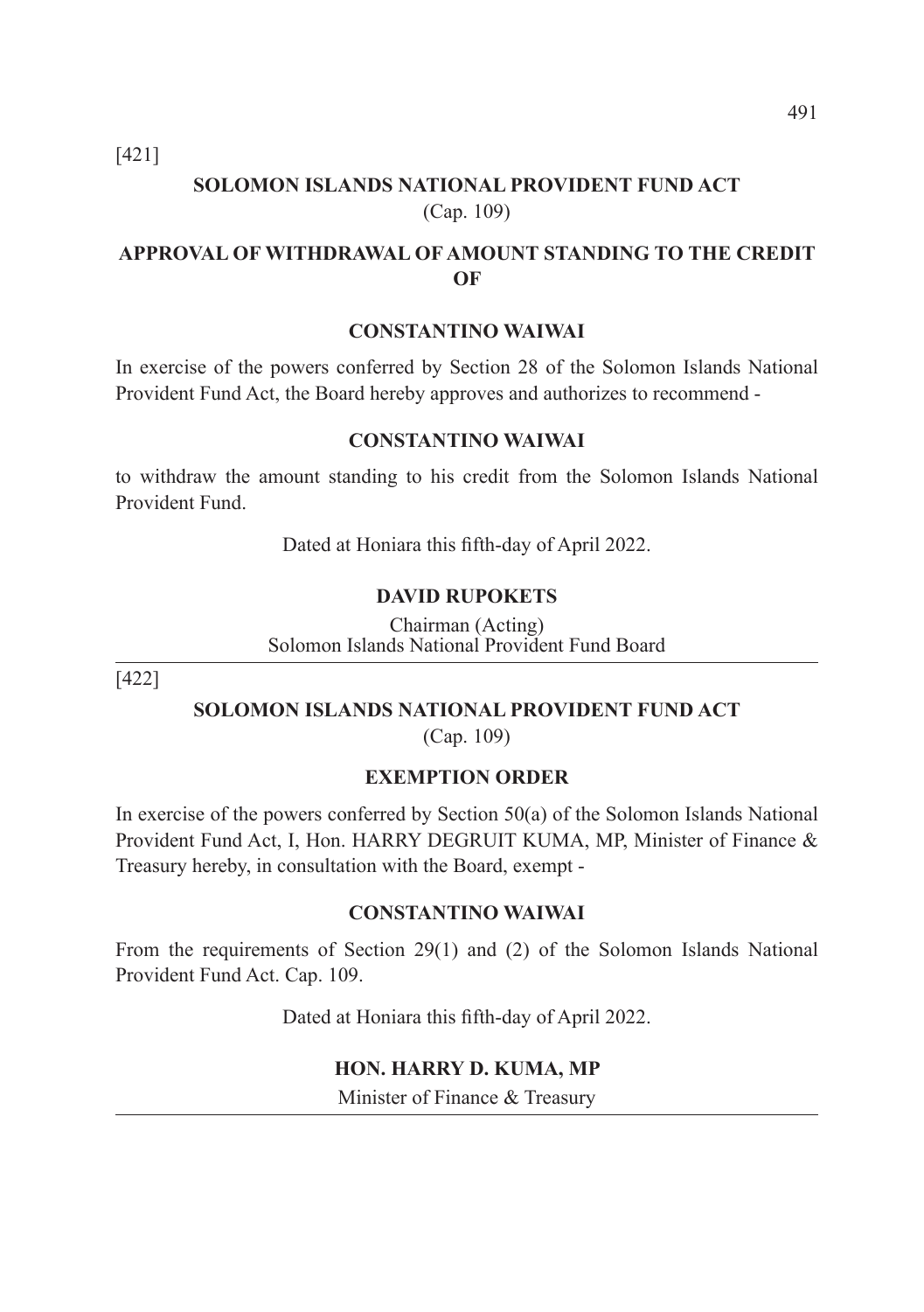[421]

## SOLOMON ISLANDS NATIONAL PROVIDENT FUND ACT

(Cap. 109)

## APPROVAL OF WITHDRAWAL OF AMOUNT STANDING TO THE CREDIT OF

### CONSTANTINO WAIWAI

In exercise of the powers conferred by Section 28 of the Solomon Islands National Provident Fund Act, the Board hereby approves and authorizes to recommend -

**CONSTANTINO WAIWAI**

to withdraw the amount standing to his credit from the Solomon Islands National Provident Fund.

Dated at Honiara this fifth-day of April 2022.

**DAVID RUPOKETS**

Chairman (Acting)
Solomon Islands National Provident Fund Board

---

[422]

## SOLOMON ISLANDS NATIONAL PROVIDENT FUND ACT

(Cap. 109)

### EXEMPTION ORDER

In exercise of the powers conferred by Section 50(a) of the Solomon Islands National Provident Fund Act, I, Hon. HARRY DEGRUIT KUMA, MP, Minister of Finance & Treasury hereby, in consultation with the Board, exempt -

**CONSTANTINO WAIWAI**

From the requirements of Section 29(1) and (2) of the Solomon Islands National Provident Fund Act. Cap. 109.

Dated at Honiara this fifth-day of April 2022.

**HON. HARRY D. KUMA, MP**

Minister of Finance & Treasury

---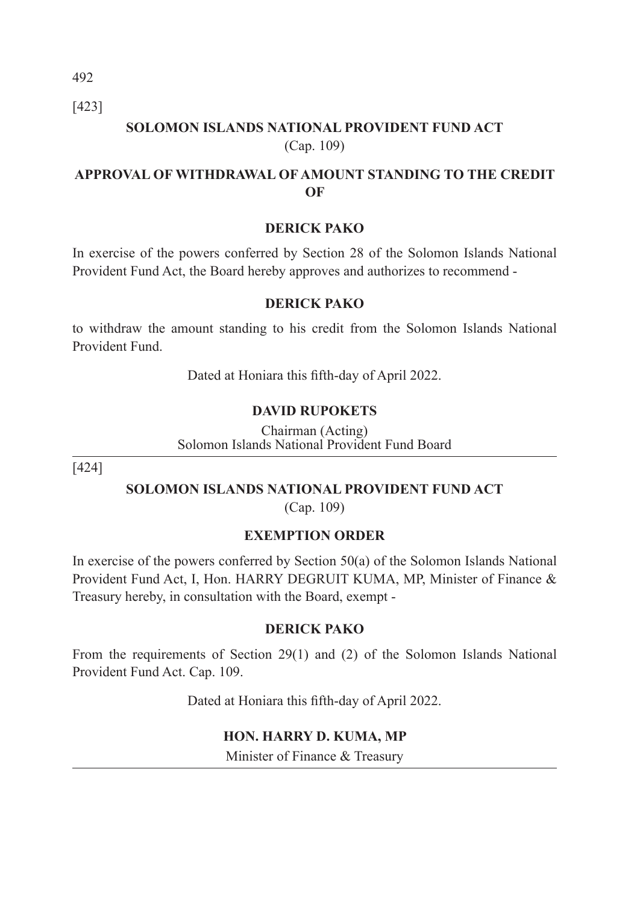[423]

**SOLOMON ISLANDS NATIONAL PROVIDENT FUND ACT**
(Cap. 109)

**APPROVAL OF WITHDRAWAL OF AMOUNT STANDING TO THE CREDIT OF**

**DERICK PAKO**

In exercise of the powers conferred by Section 28 of the Solomon Islands National Provident Fund Act, the Board hereby approves and authorizes to recommend -

**DERICK PAKO**

to withdraw the amount standing to his credit from the Solomon Islands National Provident Fund.

Dated at Honiara this fifth-day of April 2022.

**DAVID RUPOKETS**
Chairman (Acting)
Solomon Islands National Provident Fund Board

---

[424]

**SOLOMON ISLANDS NATIONAL PROVIDENT FUND ACT**
(Cap. 109)

**EXEMPTION ORDER**

In exercise of the powers conferred by Section 50(a) of the Solomon Islands National Provident Fund Act, I, Hon. HARRY DEGRUIT KUMA, MP, Minister of Finance & Treasury hereby, in consultation with the Board, exempt -

**DERICK PAKO**

From the requirements of Section 29(1) and (2) of the Solomon Islands National Provident Fund Act. Cap. 109.

Dated at Honiara this fifth-day of April 2022.

**HON. HARRY D. KUMA, MP**
Minister of Finance & Treasury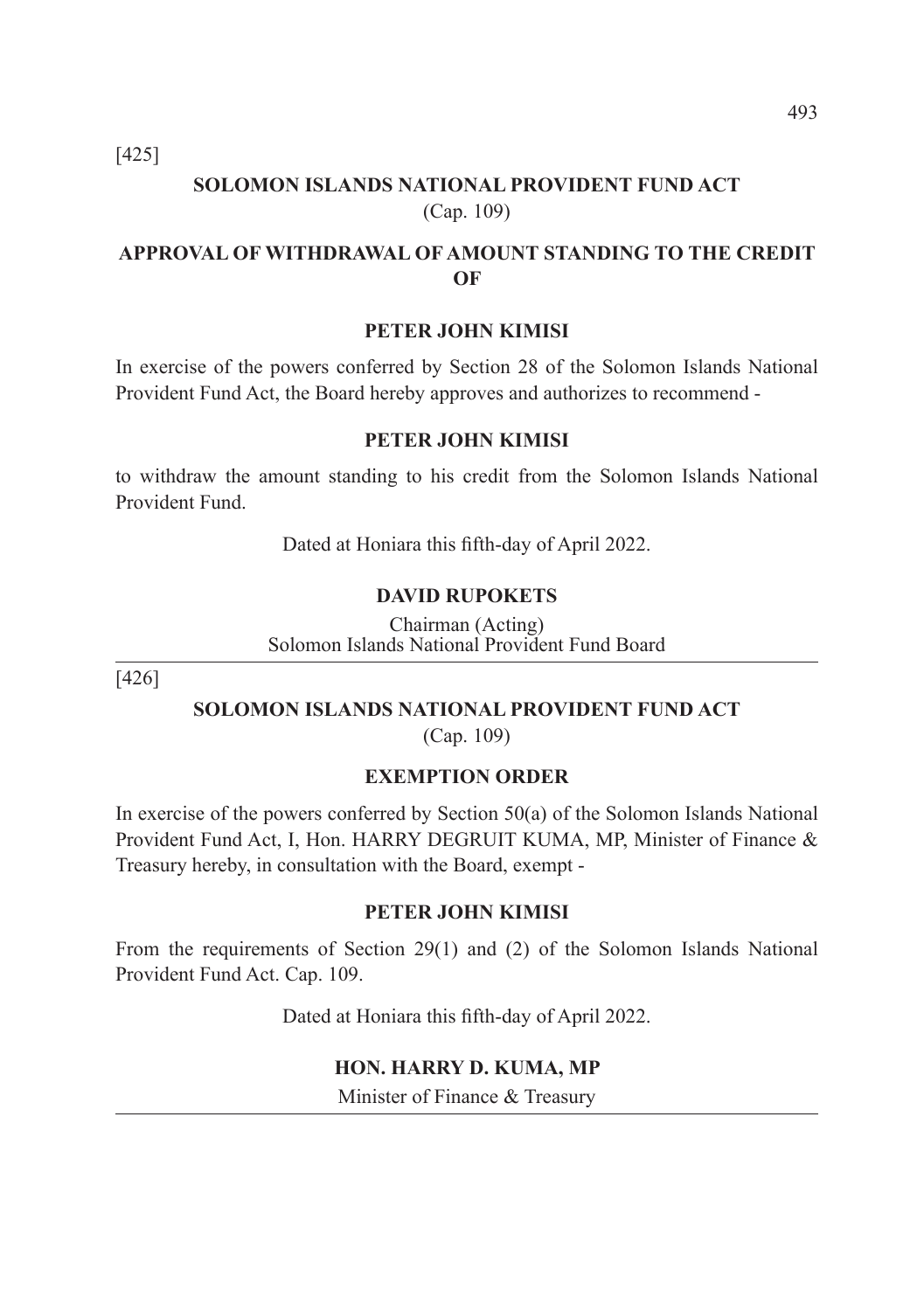[425]

## SOLOMON ISLANDS NATIONAL PROVIDENT FUND ACT

(Cap. 109)

## APPROVAL OF WITHDRAWAL OF AMOUNT STANDING TO THE CREDIT OF

**PETER JOHN KIMISI**

In exercise of the powers conferred by Section 28 of the Solomon Islands National Provident Fund Act, the Board hereby approves and authorizes to recommend -

**PETER JOHN KIMISI**

to withdraw the amount standing to his credit from the Solomon Islands National Provident Fund.

Dated at Honiara this fifth-day of April 2022.

**DAVID RUPOKETS**

Chairman (Acting)
Solomon Islands National Provident Fund Board

---

[426]

## SOLOMON ISLANDS NATIONAL PROVIDENT FUND ACT

(Cap. 109)

## EXEMPTION ORDER

In exercise of the powers conferred by Section 50(a) of the Solomon Islands National Provident Fund Act, I, Hon. HARRY DEGRUIT KUMA, MP, Minister of Finance & Treasury hereby, in consultation with the Board, exempt -

**PETER JOHN KIMISI**

From the requirements of Section 29(1) and (2) of the Solomon Islands National Provident Fund Act. Cap. 109.

Dated at Honiara this fifth-day of April 2022.

**HON. HARRY D. KUMA, MP**

Minister of Finance & Treasury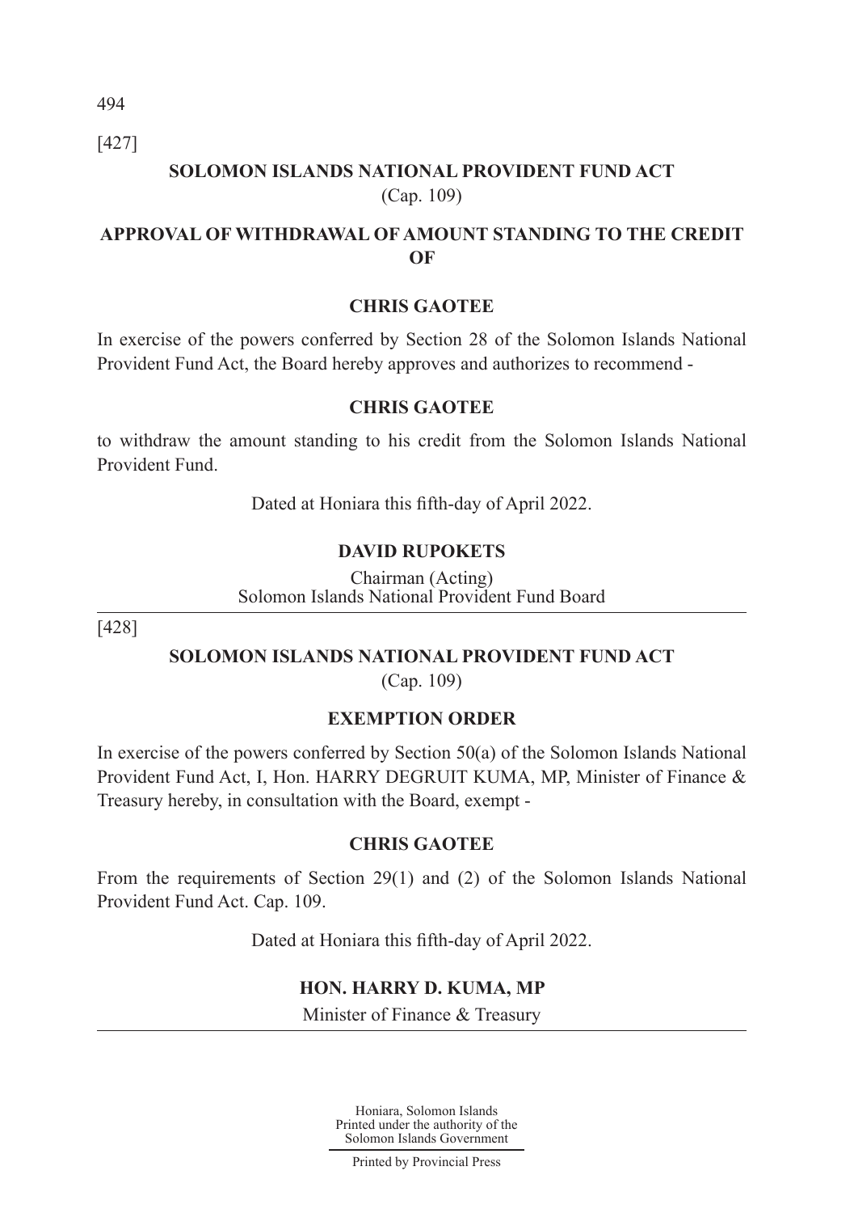[427]

## SOLOMON ISLANDS NATIONAL PROVIDENT FUND ACT

(Cap. 109)

### APPROVAL OF WITHDRAWAL OF AMOUNT STANDING TO THE CREDIT OF

### CHRIS GAOTEE

In exercise of the powers conferred by Section 28 of the Solomon Islands National Provident Fund Act, the Board hereby approves and authorizes to recommend -

**CHRIS GAOTEE**

to withdraw the amount standing to his credit from the Solomon Islands National Provident Fund.

Dated at Honiara this fifth-day of April 2022.

**DAVID RUPOKETS**

Chairman (Acting)
Solomon Islands National Provident Fund Board

---

[428]

## SOLOMON ISLANDS NATIONAL PROVIDENT FUND ACT

(Cap. 109)

### EXEMPTION ORDER

In exercise of the powers conferred by Section 50(a) of the Solomon Islands National Provident Fund Act, I, Hon. HARRY DEGRUIT KUMA, MP, Minister of Finance & Treasury hereby, in consultation with the Board, exempt -

**CHRIS GAOTEE**

From the requirements of Section 29(1) and (2) of the Solomon Islands National Provident Fund Act. Cap. 109.

Dated at Honiara this fifth-day of April 2022.

**HON. HARRY D. KUMA, MP**

Minister of Finance & Treasury

---

Honiara, Solomon Islands
Printed under the authority of the
Solomon Islands Government

Printed by Provincial Press